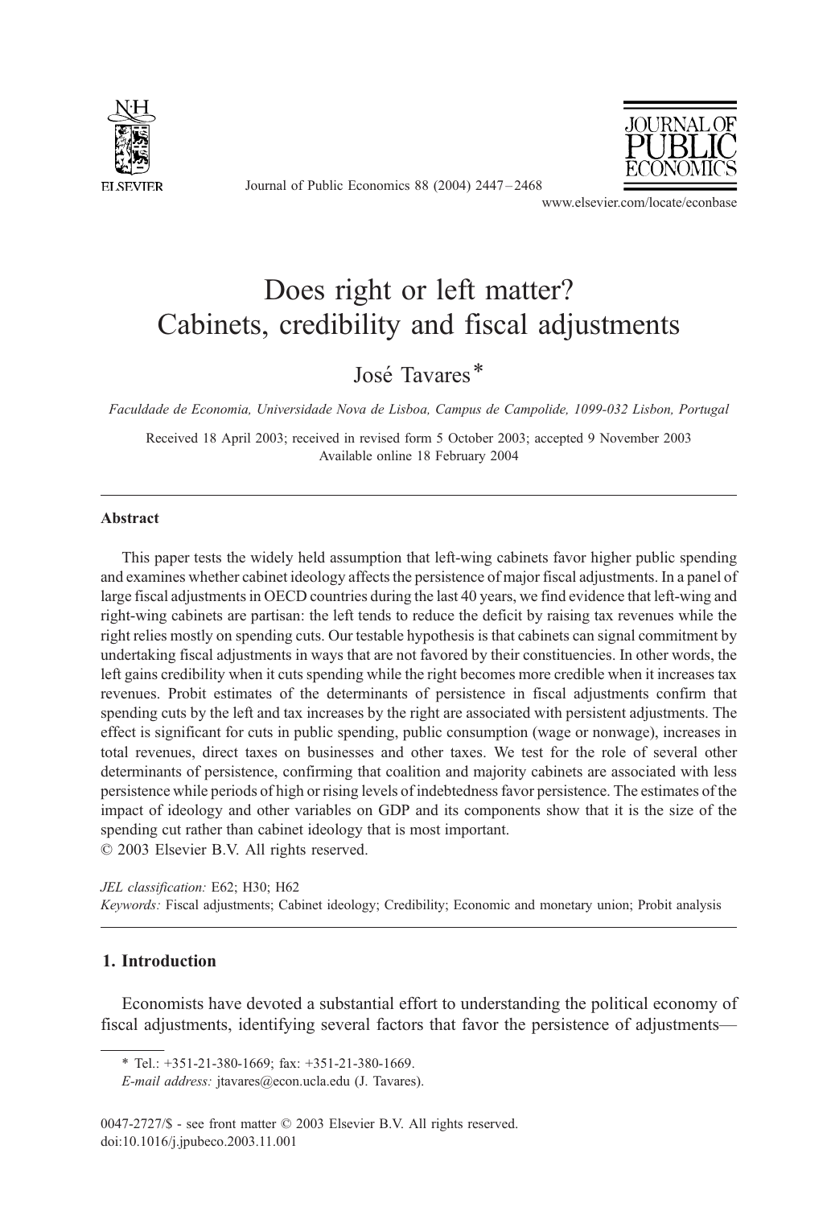# Does right or left matter? Cabinets, credibility and fiscal adjustments

José Tavares*

*Faculdade de Economia, Universidade Nova de Lisboa, Campus de Campolide, 1099-032 Lisbon, Portugal*

Received 18 April 2003; received in revised form 5 October 2003; accepted 9 November 2003
Available online 18 February 2004

## Abstract

This paper tests the widely held assumption that left-wing cabinets favor higher public spending and examines whether cabinet ideology affects the persistence of major fiscal adjustments. In a panel of large fiscal adjustments in OECD countries during the last 40 years, we find evidence that left-wing and right-wing cabinets are partisan: the left tends to reduce the deficit by raising tax revenues while the right relies mostly on spending cuts. Our testable hypothesis is that cabinets can signal commitment by undertaking fiscal adjustments in ways that are not favored by their constituencies. In other words, the left gains credibility when it cuts spending while the right becomes more credible when it increases tax revenues. Probit estimates of the determinants of persistence in fiscal adjustments confirm that spending cuts by the left and tax increases by the right are associated with persistent adjustments. The effect is significant for cuts in public spending, public consumption (wage or nonwage), increases in total revenues, direct taxes on businesses and other taxes. We test for the role of several other determinants of persistence, confirming that coalition and majority cabinets are associated with less persistence while periods of high or rising levels of indebtedness favor persistence. The estimates of the impact of ideology and other variables on GDP and its components show that it is the size of the spending cut rather than cabinet ideology that is most important.

© 2003 Elsevier B.V. All rights reserved.

*JEL classification:* E62; H30; H62

*Keywords:* Fiscal adjustments; Cabinet ideology; Credibility; Economic and monetary union; Probit analysis

## 1. Introduction

Economists have devoted a substantial effort to understanding the political economy of fiscal adjustments, identifying several factors that favor the persistence of adjustments—

---

\* Tel.: +351-21-380-1669; fax: +351-21-380-1669.

*E-mail address:* jtavares@econ.ucla.edu (J. Tavares).

0047-2727/$ - see front matter © 2003 Elsevier B.V. All rights reserved.
doi:10.1016/j.jpubeco.2003.11.001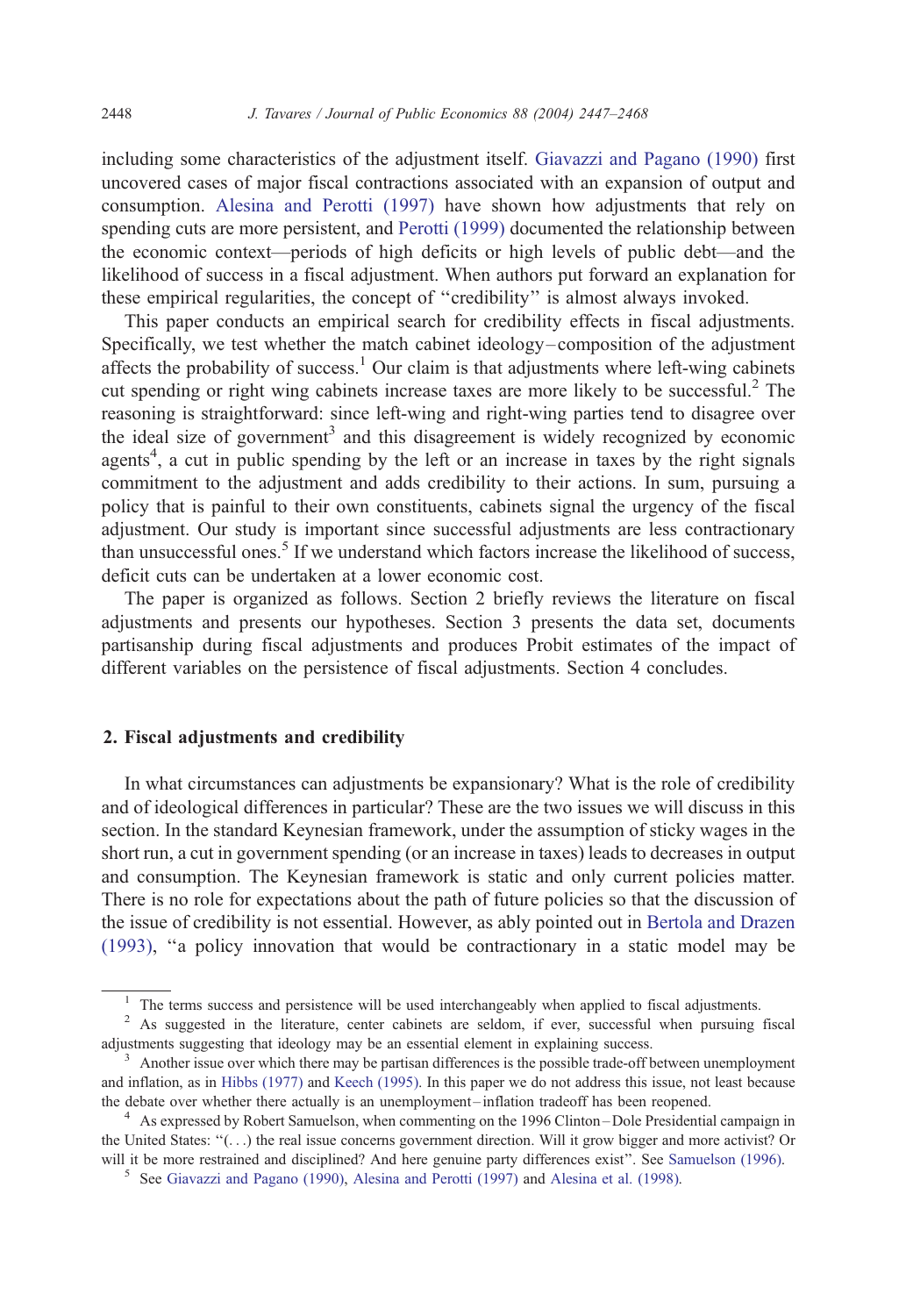including some characteristics of the adjustment itself. Giavazzi and Pagano (1990) first uncovered cases of major fiscal contractions associated with an expansion of output and consumption. Alesina and Perotti (1997) have shown how adjustments that rely on spending cuts are more persistent, and Perotti (1999) documented the relationship between the economic context—periods of high deficits or high levels of public debt—and the likelihood of success in a fiscal adjustment. When authors put forward an explanation for these empirical regularities, the concept of "credibility" is almost always invoked.

This paper conducts an empirical search for credibility effects in fiscal adjustments. Specifically, we test whether the match cabinet ideology–composition of the adjustment affects the probability of success.[1] Our claim is that adjustments where left-wing cabinets cut spending or right wing cabinets increase taxes are more likely to be successful.[2] The reasoning is straightforward: since left-wing and right-wing parties tend to disagree over the ideal size of government[3] and this disagreement is widely recognized by economic agents[4], a cut in public spending by the left or an increase in taxes by the right signals commitment to the adjustment and adds credibility to their actions. In sum, pursuing a policy that is painful to their own constituents, cabinets signal the urgency of the fiscal adjustment. Our study is important since successful adjustments are less contractionary than unsuccessful ones.[5] If we understand which factors increase the likelihood of success, deficit cuts can be undertaken at a lower economic cost.

The paper is organized as follows. Section 2 briefly reviews the literature on fiscal adjustments and presents our hypotheses. Section 3 presents the data set, documents partisanship during fiscal adjustments and produces Probit estimates of the impact of different variables on the persistence of fiscal adjustments. Section 4 concludes.

## 2. Fiscal adjustments and credibility

In what circumstances can adjustments be expansionary? What is the role of credibility and of ideological differences in particular? These are the two issues we will discuss in this section. In the standard Keynesian framework, under the assumption of sticky wages in the short run, a cut in government spending (or an increase in taxes) leads to decreases in output and consumption. The Keynesian framework is static and only current policies matter. There is no role for expectations about the path of future policies so that the discussion of the issue of credibility is not essential. However, as ably pointed out in Bertola and Drazen (1993), "a policy innovation that would be contractionary in a static model may be

---

[1] The terms success and persistence will be used interchangeably when applied to fiscal adjustments.

[2] As suggested in the literature, center cabinets are seldom, if ever, successful when pursuing fiscal adjustments suggesting that ideology may be an essential element in explaining success.

[3] Another issue over which there may be partisan differences is the possible trade-off between unemployment and inflation, as in Hibbs (1977) and Keech (1995). In this paper we do not address this issue, not least because the debate over whether there actually is an unemployment–inflation tradeoff has been reopened.

[4] As expressed by Robert Samuelson, when commenting on the 1996 Clinton–Dole Presidential campaign in the United States: "(. . .) the real issue concerns government direction. Will it grow bigger and more activist? Or will it be more restrained and disciplined? And here genuine party differences exist". See Samuelson (1996).

[5] See Giavazzi and Pagano (1990), Alesina and Perotti (1997) and Alesina et al. (1998).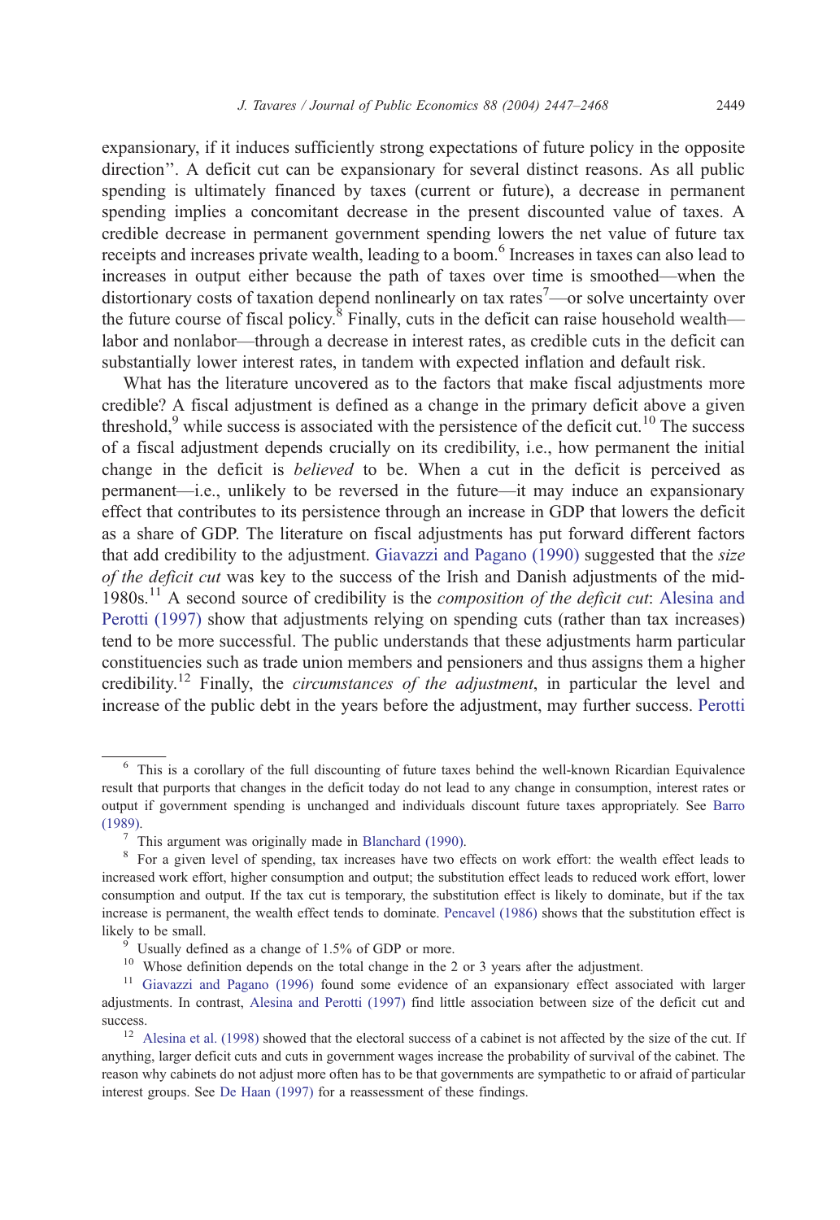expansionary, if it induces sufficiently strong expectations of future policy in the opposite direction''. A deficit cut can be expansionary for several distinct reasons. As all public spending is ultimately financed by taxes (current or future), a decrease in permanent spending implies a concomitant decrease in the present discounted value of taxes. A credible decrease in permanent government spending lowers the net value of future tax receipts and increases private wealth, leading to a boom.[6] Increases in taxes can also lead to increases in output either because the path of taxes over time is smoothed—when the distortionary costs of taxation depend nonlinearly on tax rates[7]—or solve uncertainty over the future course of fiscal policy.[8] Finally, cuts in the deficit can raise household wealth—labor and nonlabor—through a decrease in interest rates, as credible cuts in the deficit can substantially lower interest rates, in tandem with expected inflation and default risk.

What has the literature uncovered as to the factors that make fiscal adjustments more credible? A fiscal adjustment is defined as a change in the primary deficit above a given threshold,[9] while success is associated with the persistence of the deficit cut.[10] The success of a fiscal adjustment depends crucially on its credibility, i.e., how permanent the initial change in the deficit is *believed* to be. When a cut in the deficit is perceived as permanent—i.e., unlikely to be reversed in the future—it may induce an expansionary effect that contributes to its persistence through an increase in GDP that lowers the deficit as a share of GDP. The literature on fiscal adjustments has put forward different factors that add credibility to the adjustment. Giavazzi and Pagano (1990) suggested that the *size of the deficit cut* was key to the success of the Irish and Danish adjustments of the mid-1980s.[11] A second source of credibility is the *composition of the deficit cut*: Alesina and Perotti (1997) show that adjustments relying on spending cuts (rather than tax increases) tend to be more successful. The public understands that these adjustments harm particular constituencies such as trade union members and pensioners and thus assigns them a higher credibility.[12] Finally, the *circumstances of the adjustment*, in particular the level and increase of the public debt in the years before the adjustment, may further success. Perotti

---

[6] This is a corollary of the full discounting of future taxes behind the well-known Ricardian Equivalence result that purports that changes in the deficit today do not lead to any change in consumption, interest rates or output if government spending is unchanged and individuals discount future taxes appropriately. See Barro (1989).

[7] This argument was originally made in Blanchard (1990).

[8] For a given level of spending, tax increases have two effects on work effort: the wealth effect leads to increased work effort, higher consumption and output; the substitution effect leads to reduced work effort, lower consumption and output. If the tax cut is temporary, the substitution effect is likely to dominate, but if the tax increase is permanent, the wealth effect tends to dominate. Pencavel (1986) shows that the substitution effect is likely to be small.

[9] Usually defined as a change of 1.5% of GDP or more.

[10] Whose definition depends on the total change in the 2 or 3 years after the adjustment.

[11] Giavazzi and Pagano (1996) found some evidence of an expansionary effect associated with larger adjustments. In contrast, Alesina and Perotti (1997) find little association between size of the deficit cut and success.

[12] Alesina et al. (1998) showed that the electoral success of a cabinet is not affected by the size of the cut. If anything, larger deficit cuts and cuts in government wages increase the probability of survival of the cabinet. The reason why cabinets do not adjust more often has to be that governments are sympathetic to or afraid of particular interest groups. See De Haan (1997) for a reassessment of these findings.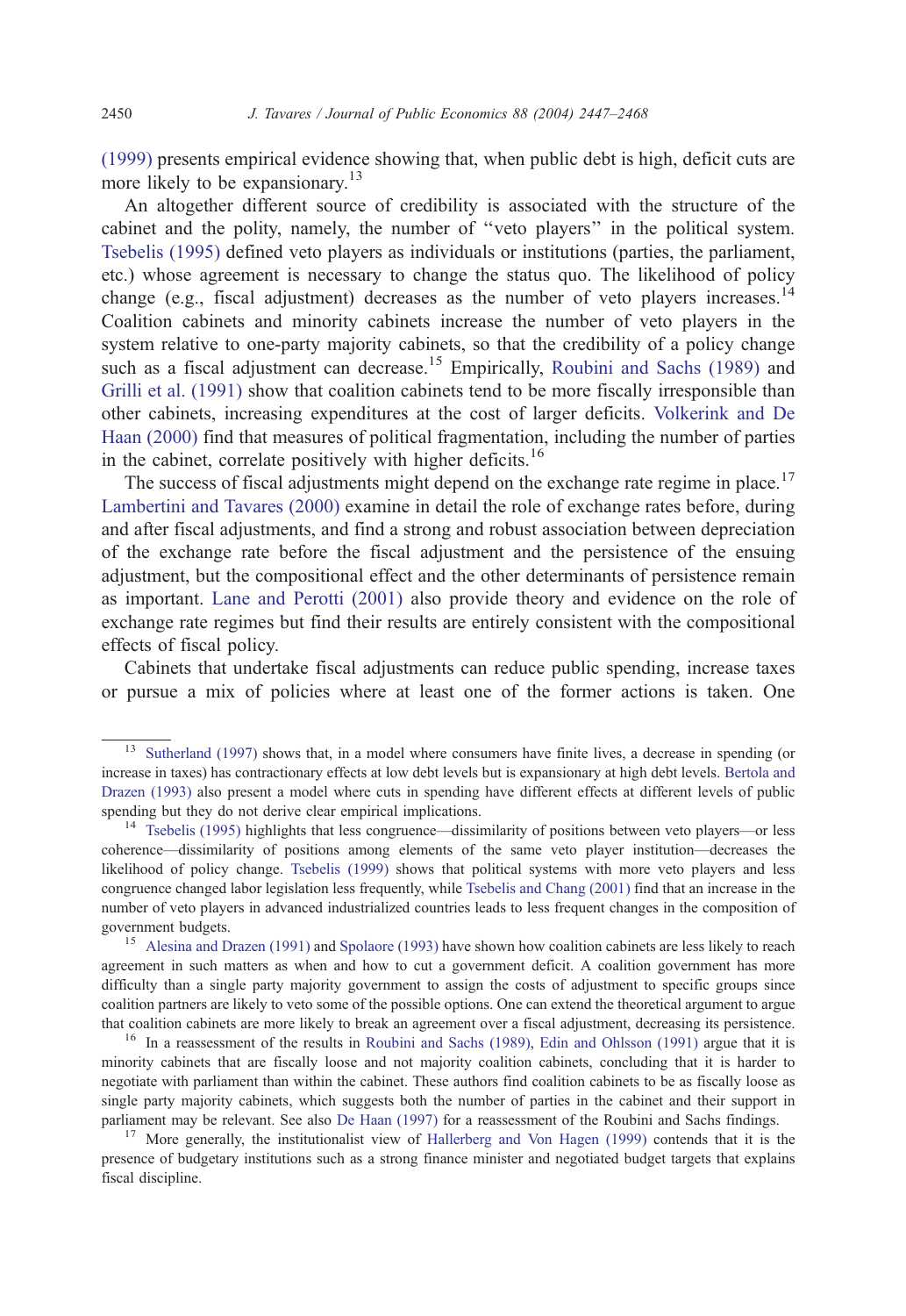(1999) presents empirical evidence showing that, when public debt is high, deficit cuts are more likely to be expansionary.[13]

An altogether different source of credibility is associated with the structure of the cabinet and the polity, namely, the number of "veto players" in the political system. Tsebelis (1995) defined veto players as individuals or institutions (parties, the parliament, etc.) whose agreement is necessary to change the status quo. The likelihood of policy change (e.g., fiscal adjustment) decreases as the number of veto players increases.[14] Coalition cabinets and minority cabinets increase the number of veto players in the system relative to one-party majority cabinets, so that the credibility of a policy change such as a fiscal adjustment can decrease.[15] Empirically, Roubini and Sachs (1989) and Grilli et al. (1991) show that coalition cabinets tend to be more fiscally irresponsible than other cabinets, increasing expenditures at the cost of larger deficits. Volkerink and De Haan (2000) find that measures of political fragmentation, including the number of parties in the cabinet, correlate positively with higher deficits.[16]

The success of fiscal adjustments might depend on the exchange rate regime in place.[17] Lambertini and Tavares (2000) examine in detail the role of exchange rates before, during and after fiscal adjustments, and find a strong and robust association between depreciation of the exchange rate before the fiscal adjustment and the persistence of the ensuing adjustment, but the compositional effect and the other determinants of persistence remain as important. Lane and Perotti (2001) also provide theory and evidence on the role of exchange rate regimes but find their results are entirely consistent with the compositional effects of fiscal policy.

Cabinets that undertake fiscal adjustments can reduce public spending, increase taxes or pursue a mix of policies where at least one of the former actions is taken. One

---

[13] Sutherland (1997) shows that, in a model where consumers have finite lives, a decrease in spending (or increase in taxes) has contractionary effects at low debt levels but is expansionary at high debt levels. Bertola and Drazen (1993) also present a model where cuts in spending have different effects at different levels of public spending but they do not derive clear empirical implications.

[14] Tsebelis (1995) highlights that less congruence—dissimilarity of positions between veto players—or less coherence—dissimilarity of positions among elements of the same veto player institution—decreases the likelihood of policy change. Tsebelis (1999) shows that political systems with more veto players and less congruence changed labor legislation less frequently, while Tsebelis and Chang (2001) find that an increase in the number of veto players in advanced industrialized countries leads to less frequent changes in the composition of government budgets.

[15] Alesina and Drazen (1991) and Spolaore (1993) have shown how coalition cabinets are less likely to reach agreement in such matters as when and how to cut a government deficit. A coalition government has more difficulty than a single party majority government to assign the costs of adjustment to specific groups since coalition partners are likely to veto some of the possible options. One can extend the theoretical argument to argue that coalition cabinets are more likely to break an agreement over a fiscal adjustment, decreasing its persistence.

[16] In a reassessment of the results in Roubini and Sachs (1989), Edin and Ohlsson (1991) argue that it is minority cabinets that are fiscally loose and not majority coalition cabinets, concluding that it is harder to negotiate with parliament than within the cabinet. These authors find coalition cabinets to be as fiscally loose as single party majority cabinets, which suggests both the number of parties in the cabinet and their support in parliament may be relevant. See also De Haan (1997) for a reassessment of the Roubini and Sachs findings.

[17] More generally, the institutionalist view of Hallerberg and Von Hagen (1999) contends that it is the presence of budgetary institutions such as a strong finance minister and negotiated budget targets that explains fiscal discipline.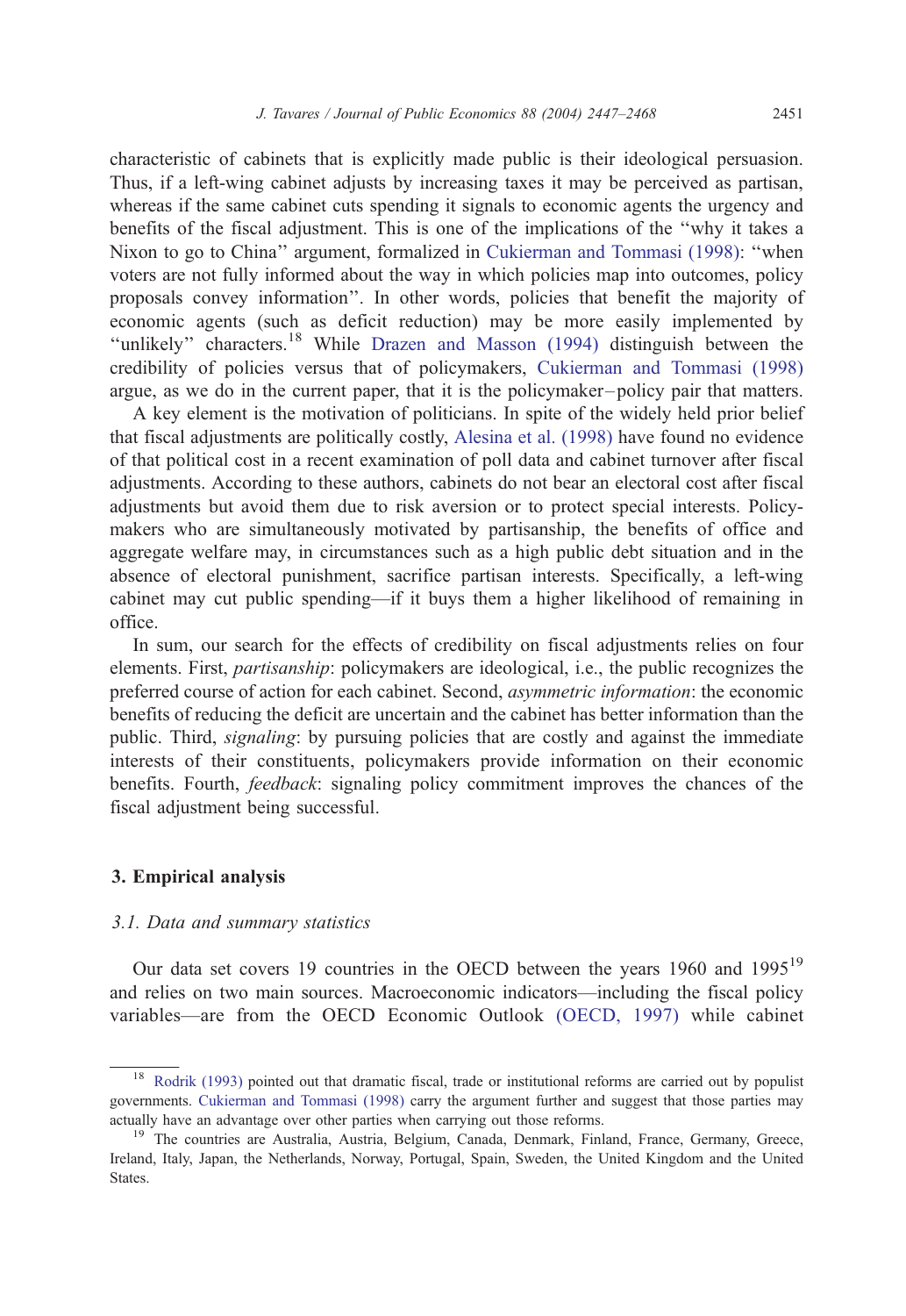characteristic of cabinets that is explicitly made public is their ideological persuasion. Thus, if a left-wing cabinet adjusts by increasing taxes it may be perceived as partisan, whereas if the same cabinet cuts spending it signals to economic agents the urgency and benefits of the fiscal adjustment. This is one of the implications of the ''why it takes a Nixon to go to China'' argument, formalized in Cukierman and Tommasi (1998): ''when voters are not fully informed about the way in which policies map into outcomes, policy proposals convey information''. In other words, policies that benefit the majority of economic agents (such as deficit reduction) may be more easily implemented by ''unlikely'' characters.[18] While Drazen and Masson (1994) distinguish between the credibility of policies versus that of policymakers, Cukierman and Tommasi (1998) argue, as we do in the current paper, that it is the policymaker–policy pair that matters.

A key element is the motivation of politicians. In spite of the widely held prior belief that fiscal adjustments are politically costly, Alesina et al. (1998) have found no evidence of that political cost in a recent examination of poll data and cabinet turnover after fiscal adjustments. According to these authors, cabinets do not bear an electoral cost after fiscal adjustments but avoid them due to risk aversion or to protect special interests. Policymakers who are simultaneously motivated by partisanship, the benefits of office and aggregate welfare may, in circumstances such as a high public debt situation and in the absence of electoral punishment, sacrifice partisan interests. Specifically, a left-wing cabinet may cut public spending—if it buys them a higher likelihood of remaining in office.

In sum, our search for the effects of credibility on fiscal adjustments relies on four elements. First, *partisanship*: policymakers are ideological, i.e., the public recognizes the preferred course of action for each cabinet. Second, *asymmetric information*: the economic benefits of reducing the deficit are uncertain and the cabinet has better information than the public. Third, *signaling*: by pursuing policies that are costly and against the immediate interests of their constituents, policymakers provide information on their economic benefits. Fourth, *feedback*: signaling policy commitment improves the chances of the fiscal adjustment being successful.

## 3. Empirical analysis

### 3.1. Data and summary statistics

Our data set covers 19 countries in the OECD between the years 1960 and 1995[19] and relies on two main sources. Macroeconomic indicators—including the fiscal policy variables—are from the OECD Economic Outlook (OECD, 1997) while cabinet

---

[18] Rodrik (1993) pointed out that dramatic fiscal, trade or institutional reforms are carried out by populist governments. Cukierman and Tommasi (1998) carry the argument further and suggest that those parties may actually have an advantage over other parties when carrying out those reforms.

[19] The countries are Australia, Austria, Belgium, Canada, Denmark, Finland, France, Germany, Greece, Ireland, Italy, Japan, the Netherlands, Norway, Portugal, Spain, Sweden, the United Kingdom and the United States.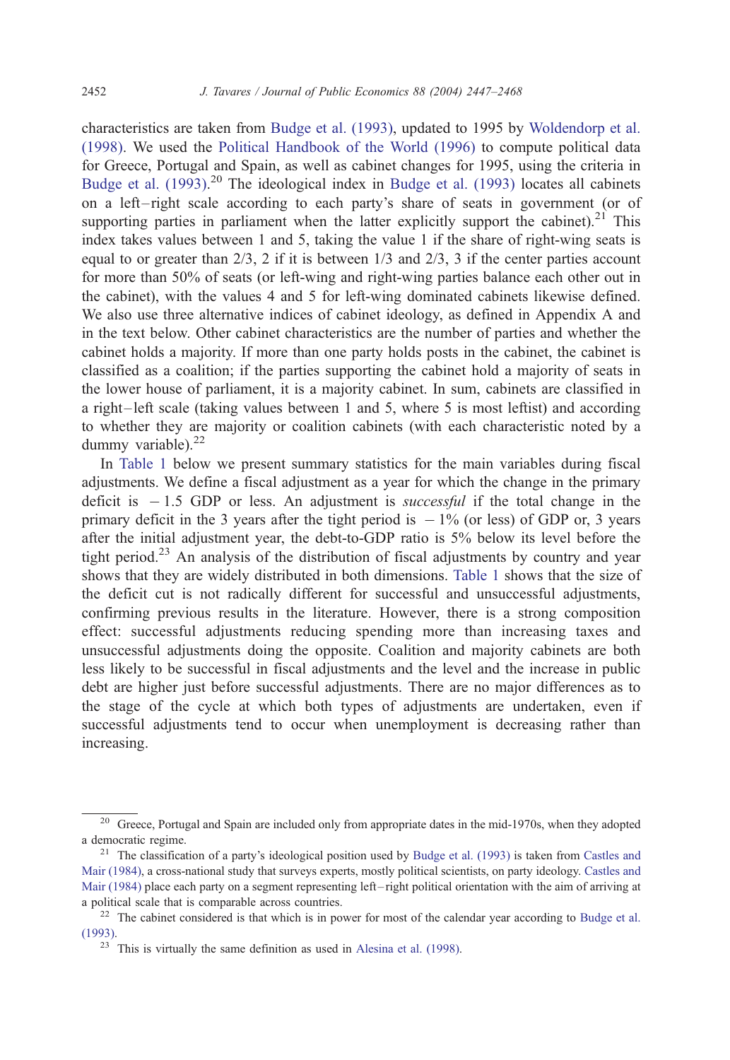characteristics are taken from Budge et al. (1993), updated to 1995 by Woldendorp et al. (1998). We used the Political Handbook of the World (1996) to compute political data for Greece, Portugal and Spain, as well as cabinet changes for 1995, using the criteria in Budge et al. (1993).[20] The ideological index in Budge et al. (1993) locates all cabinets on a left–right scale according to each party's share of seats in government (or of supporting parties in parliament when the latter explicitly support the cabinet).[21] This index takes values between 1 and 5, taking the value 1 if the share of right-wing seats is equal to or greater than 2/3, 2 if it is between 1/3 and 2/3, 3 if the center parties account for more than 50% of seats (or left-wing and right-wing parties balance each other out in the cabinet), with the values 4 and 5 for left-wing dominated cabinets likewise defined. We also use three alternative indices of cabinet ideology, as defined in Appendix A and in the text below. Other cabinet characteristics are the number of parties and whether the cabinet holds a majority. If more than one party holds posts in the cabinet, the cabinet is classified as a coalition; if the parties supporting the cabinet hold a majority of seats in the lower house of parliament, it is a majority cabinet. In sum, cabinets are classified in a right–left scale (taking values between 1 and 5, where 5 is most leftist) and according to whether they are majority or coalition cabinets (with each characteristic noted by a dummy variable).[22]

In Table 1 below we present summary statistics for the main variables during fiscal adjustments. We define a fiscal adjustment as a year for which the change in the primary deficit is $-1.5$ GDP or less. An adjustment is *successful* if the total change in the primary deficit in the 3 years after the tight period is $-1\%$ (or less) of GDP or, 3 years after the initial adjustment year, the debt-to-GDP ratio is 5% below its level before the tight period.[23] An analysis of the distribution of fiscal adjustments by country and year shows that they are widely distributed in both dimensions. Table 1 shows that the size of the deficit cut is not radically different for successful and unsuccessful adjustments, confirming previous results in the literature. However, there is a strong composition effect: successful adjustments reducing spending more than increasing taxes and unsuccessful adjustments doing the opposite. Coalition and majority cabinets are both less likely to be successful in fiscal adjustments and the level and the increase in public debt are higher just before successful adjustments. There are no major differences as to the stage of the cycle at which both types of adjustments are undertaken, even if successful adjustments tend to occur when unemployment is decreasing rather than increasing.

[20] Greece, Portugal and Spain are included only from appropriate dates in the mid-1970s, when they adopted a democratic regime.

[21] The classification of a party's ideological position used by Budge et al. (1993) is taken from Castles and Mair (1984), a cross-national study that surveys experts, mostly political scientists, on party ideology. Castles and Mair (1984) place each party on a segment representing left–right political orientation with the aim of arriving at a political scale that is comparable across countries.

[22] The cabinet considered is that which is in power for most of the calendar year according to Budge et al. (1993).

[23] This is virtually the same definition as used in Alesina et al. (1998).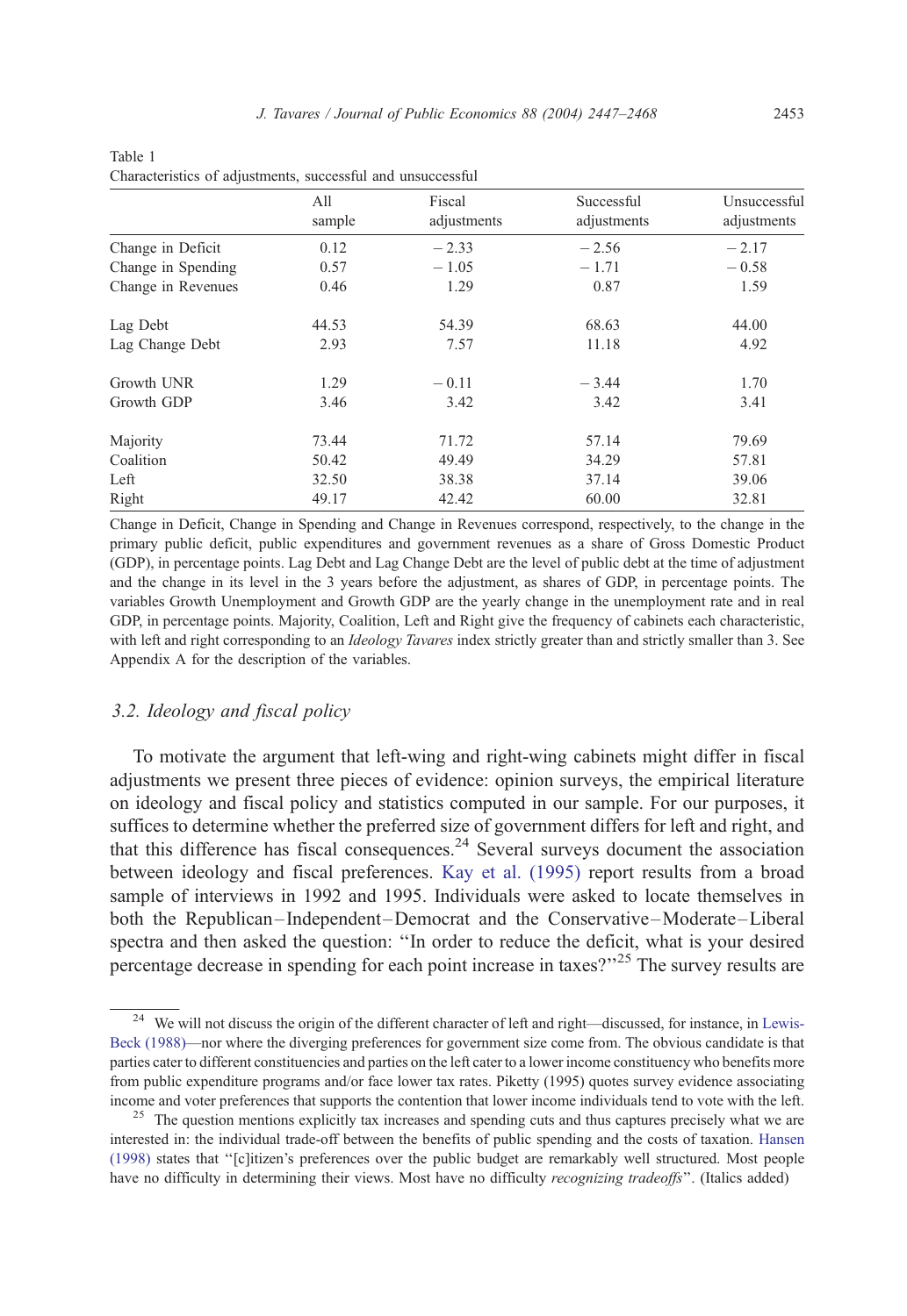Table 1
Characteristics of adjustments, successful and unsuccessful

| | All sample | Fiscal adjustments | Successful adjustments | Unsuccessful adjustments |
|---|---|---|---|---|
| Change in Deficit | 0.12 | − 2.33 | − 2.56 | − 2.17 |
| Change in Spending | 0.57 | − 1.05 | − 1.71 | − 0.58 |
| Change in Revenues | 0.46 | 1.29 | 0.87 | 1.59 |
| Lag Debt | 44.53 | 54.39 | 68.63 | 44.00 |
| Lag Change Debt | 2.93 | 7.57 | 11.18 | 4.92 |
| Growth UNR | 1.29 | − 0.11 | − 3.44 | 1.70 |
| Growth GDP | 3.46 | 3.42 | 3.42 | 3.41 |
| Majority | 73.44 | 71.72 | 57.14 | 79.69 |
| Coalition | 50.42 | 49.49 | 34.29 | 57.81 |
| Left | 32.50 | 38.38 | 37.14 | 39.06 |
| Right | 49.17 | 42.42 | 60.00 | 32.81 |

Change in Deficit, Change in Spending and Change in Revenues correspond, respectively, to the change in the primary public deficit, public expenditures and government revenues as a share of Gross Domestic Product (GDP), in percentage points. Lag Debt and Lag Change Debt are the level of public debt at the time of adjustment and the change in its level in the 3 years before the adjustment, as shares of GDP, in percentage points. The variables Growth Unemployment and Growth GDP are the yearly change in the unemployment rate and in real GDP, in percentage points. Majority, Coalition, Left and Right give the frequency of cabinets each characteristic, with left and right corresponding to an *Ideology Tavares* index strictly greater than and strictly smaller than 3. See Appendix A for the description of the variables.

### 3.2. Ideology and fiscal policy

To motivate the argument that left-wing and right-wing cabinets might differ in fiscal adjustments we present three pieces of evidence: opinion surveys, the empirical literature on ideology and fiscal policy and statistics computed in our sample. For our purposes, it suffices to determine whether the preferred size of government differs for left and right, and that this difference has fiscal consequences.[24] Several surveys document the association between ideology and fiscal preferences. Kay et al. (1995) report results from a broad sample of interviews in 1992 and 1995. Individuals were asked to locate themselves in both the Republican–Independent–Democrat and the Conservative–Moderate–Liberal spectra and then asked the question: "In order to reduce the deficit, what is your desired percentage decrease in spending for each point increase in taxes?"[25] The survey results are

[24] We will not discuss the origin of the different character of left and right—discussed, for instance, in Lewis-Beck (1988)—nor where the diverging preferences for government size come from. The obvious candidate is that parties cater to different constituencies and parties on the left cater to a lower income constituency who benefits more from public expenditure programs and/or face lower tax rates. Piketty (1995) quotes survey evidence associating income and voter preferences that supports the contention that lower income individuals tend to vote with the left.

[25] The question mentions explicitly tax increases and spending cuts and thus captures precisely what we are interested in: the individual trade-off between the benefits of public spending and the costs of taxation. Hansen (1998) states that "[c]itizen's preferences over the public budget are remarkably well structured. Most people have no difficulty in determining their views. Most have no difficulty *recognizing tradeoffs*". (Italics added)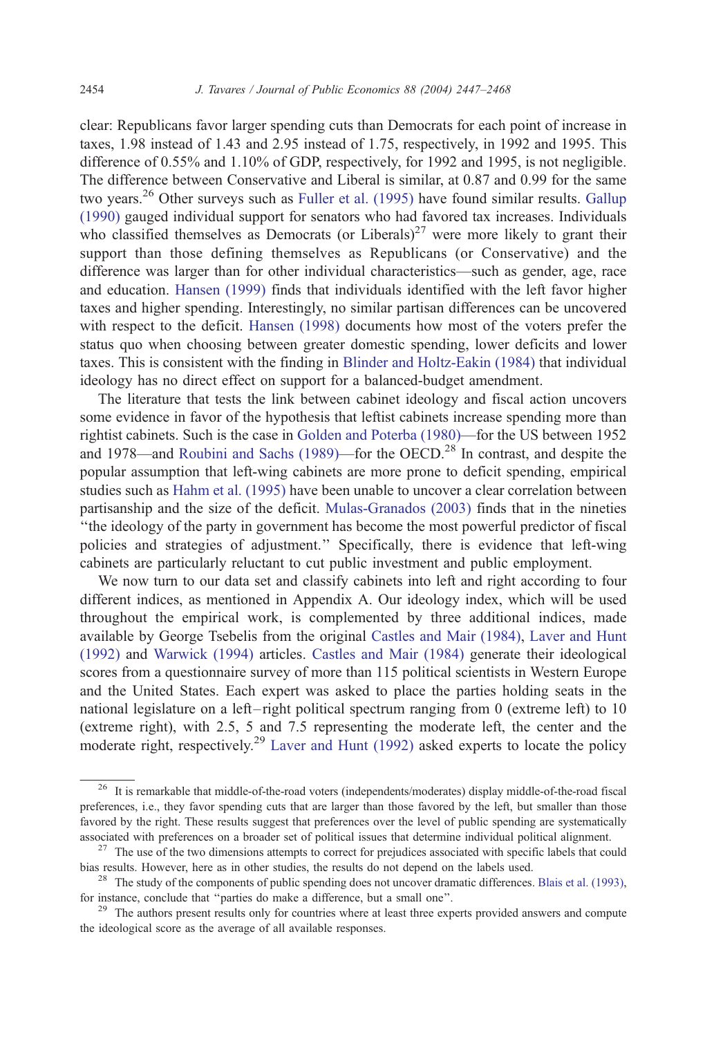clear: Republicans favor larger spending cuts than Democrats for each point of increase in taxes, 1.98 instead of 1.43 and 2.95 instead of 1.75, respectively, in 1992 and 1995. This difference of 0.55% and 1.10% of GDP, respectively, for 1992 and 1995, is not negligible. The difference between Conservative and Liberal is similar, at 0.87 and 0.99 for the same two years.[26] Other surveys such as Fuller et al. (1995) have found similar results. Gallup (1990) gauged individual support for senators who had favored tax increases. Individuals who classified themselves as Democrats (or Liberals)[27] were more likely to grant their support than those defining themselves as Republicans (or Conservative) and the difference was larger than for other individual characteristics—such as gender, age, race and education. Hansen (1999) finds that individuals identified with the left favor higher taxes and higher spending. Interestingly, no similar partisan differences can be uncovered with respect to the deficit. Hansen (1998) documents how most of the voters prefer the status quo when choosing between greater domestic spending, lower deficits and lower taxes. This is consistent with the finding in Blinder and Holtz-Eakin (1984) that individual ideology has no direct effect on support for a balanced-budget amendment.

The literature that tests the link between cabinet ideology and fiscal action uncovers some evidence in favor of the hypothesis that leftist cabinets increase spending more than rightist cabinets. Such is the case in Golden and Poterba (1980)—for the US between 1952 and 1978—and Roubini and Sachs (1989)—for the OECD.[28] In contrast, and despite the popular assumption that left-wing cabinets are more prone to deficit spending, empirical studies such as Hahm et al. (1995) have been unable to uncover a clear correlation between partisanship and the size of the deficit. Mulas-Granados (2003) finds that in the nineties "the ideology of the party in government has become the most powerful predictor of fiscal policies and strategies of adjustment." Specifically, there is evidence that left-wing cabinets are particularly reluctant to cut public investment and public employment.

We now turn to our data set and classify cabinets into left and right according to four different indices, as mentioned in Appendix A. Our ideology index, which will be used throughout the empirical work, is complemented by three additional indices, made available by George Tsebelis from the original Castles and Mair (1984), Laver and Hunt (1992) and Warwick (1994) articles. Castles and Mair (1984) generate their ideological scores from a questionnaire survey of more than 115 political scientists in Western Europe and the United States. Each expert was asked to place the parties holding seats in the national legislature on a left–right political spectrum ranging from 0 (extreme left) to 10 (extreme right), with 2.5, 5 and 7.5 representing the moderate left, the center and the moderate right, respectively.[29] Laver and Hunt (1992) asked experts to locate the policy

[26] It is remarkable that middle-of-the-road voters (independents/moderates) display middle-of-the-road fiscal preferences, i.e., they favor spending cuts that are larger than those favored by the left, but smaller than those favored by the right. These results suggest that preferences over the level of public spending are systematically associated with preferences on a broader set of political issues that determine individual political alignment.

[27] The use of the two dimensions attempts to correct for prejudices associated with specific labels that could bias results. However, here as in other studies, the results do not depend on the labels used.

[28] The study of the components of public spending does not uncover dramatic differences. Blais et al. (1993), for instance, conclude that "parties do make a difference, but a small one".

[29] The authors present results only for countries where at least three experts provided answers and compute the ideological score as the average of all available responses.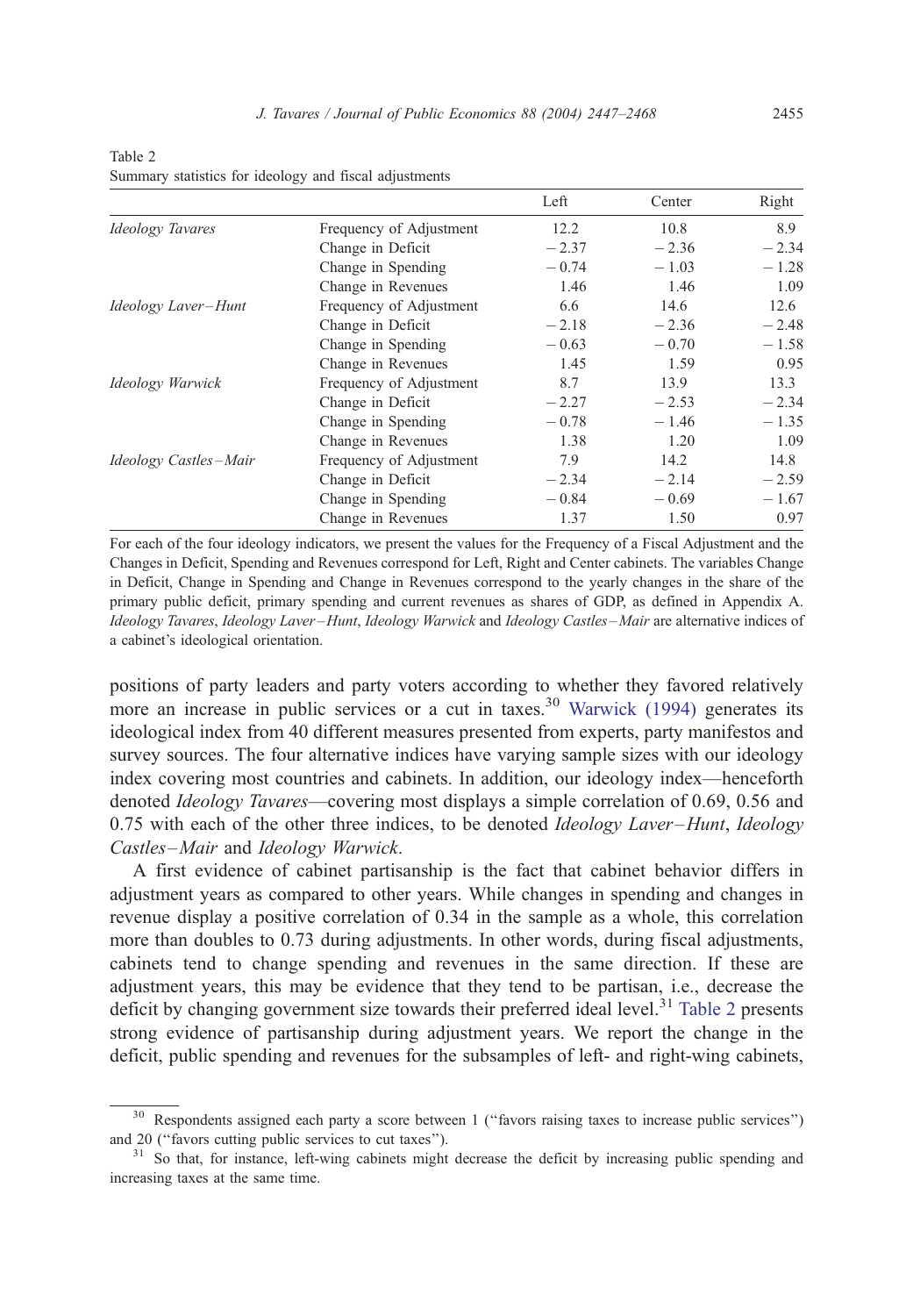Table 2
Summary statistics for ideology and fiscal adjustments

| | | Left | Center | Right |
|---|---|---|---|---|
| *Ideology Tavares* | Frequency of Adjustment | 12.2 | 10.8 | 8.9 |
| | Change in Deficit | − 2.37 | − 2.36 | − 2.34 |
| | Change in Spending | − 0.74 | − 1.03 | − 1.28 |
| | Change in Revenues | 1.46 | 1.46 | 1.09 |
| *Ideology Laver–Hunt* | Frequency of Adjustment | 6.6 | 14.6 | 12.6 |
| | Change in Deficit | − 2.18 | − 2.36 | − 2.48 |
| | Change in Spending | − 0.63 | − 0.70 | − 1.58 |
| | Change in Revenues | 1.45 | 1.59 | 0.95 |
| *Ideology Warwick* | Frequency of Adjustment | 8.7 | 13.9 | 13.3 |
| | Change in Deficit | − 2.27 | − 2.53 | − 2.34 |
| | Change in Spending | − 0.78 | − 1.46 | − 1.35 |
| | Change in Revenues | 1.38 | 1.20 | 1.09 |
| *Ideology Castles–Mair* | Frequency of Adjustment | 7.9 | 14.2 | 14.8 |
| | Change in Deficit | − 2.34 | − 2.14 | − 2.59 |
| | Change in Spending | − 0.84 | − 0.69 | − 1.67 |
| | Change in Revenues | 1.37 | 1.50 | 0.97 |

For each of the four ideology indicators, we present the values for the Frequency of a Fiscal Adjustment and the Changes in Deficit, Spending and Revenues correspond for Left, Right and Center cabinets. The variables Change in Deficit, Change in Spending and Change in Revenues correspond to the yearly changes in the share of the primary public deficit, primary spending and current revenues as shares of GDP, as defined in Appendix A. *Ideology Tavares*, *Ideology Laver–Hunt*, *Ideology Warwick* and *Ideology Castles–Mair* are alternative indices of a cabinet's ideological orientation.

positions of party leaders and party voters according to whether they favored relatively more an increase in public services or a cut in taxes.[30] Warwick (1994) generates its ideological index from 40 different measures presented from experts, party manifestos and survey sources. The four alternative indices have varying sample sizes with our ideology index covering most countries and cabinets. In addition, our ideology index—henceforth denoted *Ideology Tavares*—covering most displays a simple correlation of 0.69, 0.56 and 0.75 with each of the other three indices, to be denoted *Ideology Laver–Hunt*, *Ideology Castles–Mair* and *Ideology Warwick*.

A first evidence of cabinet partisanship is the fact that cabinet behavior differs in adjustment years as compared to other years. While changes in spending and changes in revenue display a positive correlation of 0.34 in the sample as a whole, this correlation more than doubles to 0.73 during adjustments. In other words, during fiscal adjustments, cabinets tend to change spending and revenues in the same direction. If these are adjustment years, this may be evidence that they tend to be partisan, i.e., decrease the deficit by changing government size towards their preferred ideal level.[31] Table 2 presents strong evidence of partisanship during adjustment years. We report the change in the deficit, public spending and revenues for the subsamples of left- and right-wing cabinets,

[30] Respondents assigned each party a score between 1 ("favors raising taxes to increase public services") and 20 ("favors cutting public services to cut taxes").

[31] So that, for instance, left-wing cabinets might decrease the deficit by increasing public spending and increasing taxes at the same time.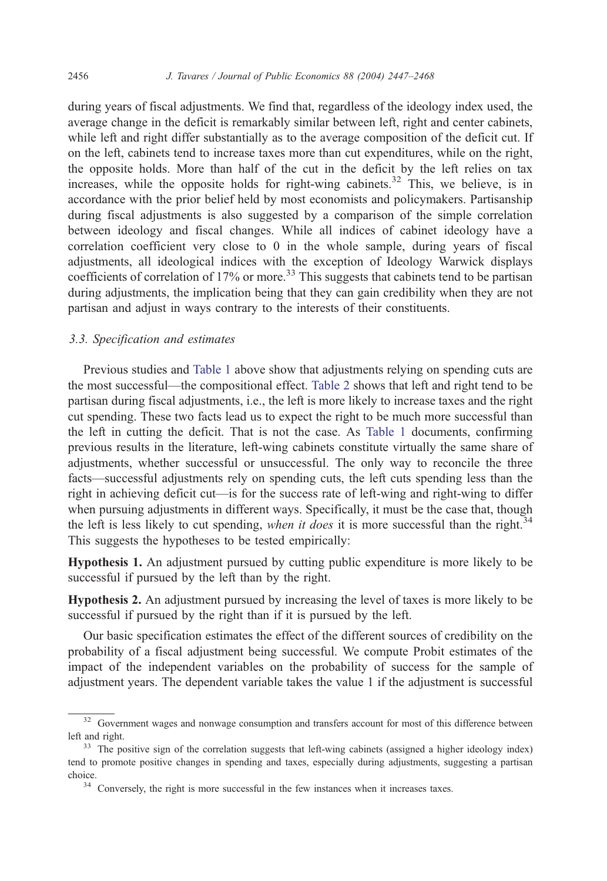during years of fiscal adjustments. We find that, regardless of the ideology index used, the average change in the deficit is remarkably similar between left, right and center cabinets, while left and right differ substantially as to the average composition of the deficit cut. If on the left, cabinets tend to increase taxes more than cut expenditures, while on the right, the opposite holds. More than half of the cut in the deficit by the left relies on tax increases, while the opposite holds for right-wing cabinets.[32] This, we believe, is in accordance with the prior belief held by most economists and policymakers. Partisanship during fiscal adjustments is also suggested by a comparison of the simple correlation between ideology and fiscal changes. While all indices of cabinet ideology have a correlation coefficient very close to 0 in the whole sample, during years of fiscal adjustments, all ideological indices with the exception of Ideology Warwick displays coefficients of correlation of 17% or more.[33] This suggests that cabinets tend to be partisan during adjustments, the implication being that they can gain credibility when they are not partisan and adjust in ways contrary to the interests of their constituents.

### 3.3. Specification and estimates

Previous studies and Table 1 above show that adjustments relying on spending cuts are the most successful—the compositional effect. Table 2 shows that left and right tend to be partisan during fiscal adjustments, i.e., the left is more likely to increase taxes and the right cut spending. These two facts lead us to expect the right to be much more successful than the left in cutting the deficit. That is not the case. As Table 1 documents, confirming previous results in the literature, left-wing cabinets constitute virtually the same share of adjustments, whether successful or unsuccessful. The only way to reconcile the three facts—successful adjustments rely on spending cuts, the left cuts spending less than the right in achieving deficit cut—is for the success rate of left-wing and right-wing to differ when pursuing adjustments in different ways. Specifically, it must be the case that, though the left is less likely to cut spending, *when it does* it is more successful than the right.[34] This suggests the hypotheses to be tested empirically:

**Hypothesis 1.** An adjustment pursued by cutting public expenditure is more likely to be successful if pursued by the left than by the right.

**Hypothesis 2.** An adjustment pursued by increasing the level of taxes is more likely to be successful if pursued by the right than if it is pursued by the left.

Our basic specification estimates the effect of the different sources of credibility on the probability of a fiscal adjustment being successful. We compute Probit estimates of the impact of the independent variables on the probability of success for the sample of adjustment years. The dependent variable takes the value 1 if the adjustment is successful

---

[32] Government wages and nonwage consumption and transfers account for most of this difference between left and right.

[33] The positive sign of the correlation suggests that left-wing cabinets (assigned a higher ideology index) tend to promote positive changes in spending and taxes, especially during adjustments, suggesting a partisan choice.

[34] Conversely, the right is more successful in the few instances when it increases taxes.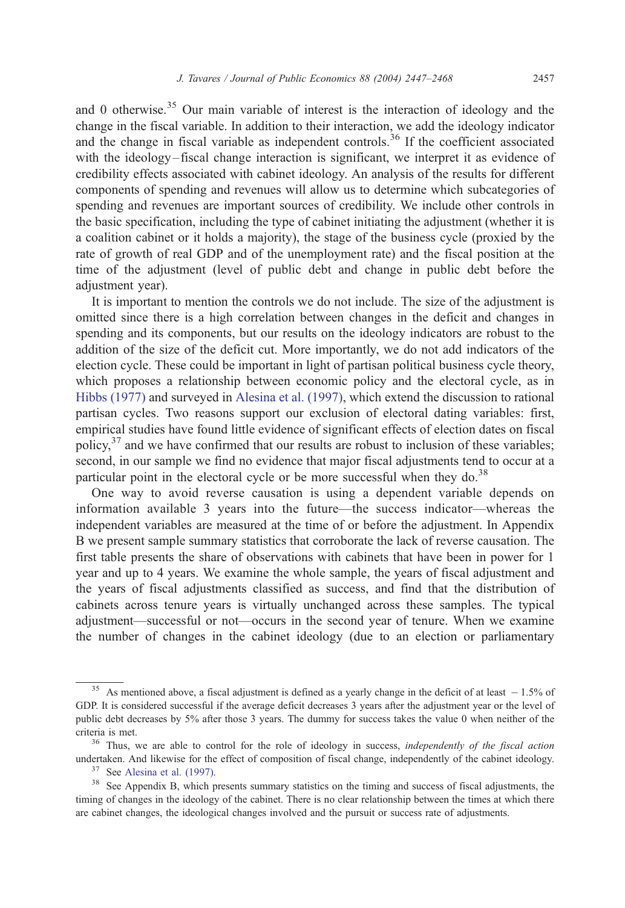and 0 otherwise.[35] Our main variable of interest is the interaction of ideology and the change in the fiscal variable. In addition to their interaction, we add the ideology indicator and the change in fiscal variable as independent controls.[36] If the coefficient associated with the ideology–fiscal change interaction is significant, we interpret it as evidence of credibility effects associated with cabinet ideology. An analysis of the results for different components of spending and revenues will allow us to determine which subcategories of spending and revenues are important sources of credibility. We include other controls in the basic specification, including the type of cabinet initiating the adjustment (whether it is a coalition cabinet or it holds a majority), the stage of the business cycle (proxied by the rate of growth of real GDP and of the unemployment rate) and the fiscal position at the time of the adjustment (level of public debt and change in public debt before the adjustment year).

It is important to mention the controls we do not include. The size of the adjustment is omitted since there is a high correlation between changes in the deficit and changes in spending and its components, but our results on the ideology indicators are robust to the addition of the size of the deficit cut. More importantly, we do not add indicators of the election cycle. These could be important in light of partisan political business cycle theory, which proposes a relationship between economic policy and the electoral cycle, as in Hibbs (1977) and surveyed in Alesina et al. (1997), which extend the discussion to rational partisan cycles. Two reasons support our exclusion of electoral dating variables: first, empirical studies have found little evidence of significant effects of election dates on fiscal policy,[37] and we have confirmed that our results are robust to inclusion of these variables; second, in our sample we find no evidence that major fiscal adjustments tend to occur at a particular point in the electoral cycle or be more successful when they do.[38]

One way to avoid reverse causation is using a dependent variable depends on information available 3 years into the future—the success indicator—whereas the independent variables are measured at the time of or before the adjustment. In Appendix B we present sample summary statistics that corroborate the lack of reverse causation. The first table presents the share of observations with cabinets that have been in power for 1 year and up to 4 years. We examine the whole sample, the years of fiscal adjustment and the years of fiscal adjustments classified as success, and find that the distribution of cabinets across tenure years is virtually unchanged across these samples. The typical adjustment—successful or not—occurs in the second year of tenure. When we examine the number of changes in the cabinet ideology (due to an election or parliamentary

---

[35] As mentioned above, a fiscal adjustment is defined as a yearly change in the deficit of at least $-1.5\%$ of GDP. It is considered successful if the average deficit decreases 3 years after the adjustment year or the level of public debt decreases by 5% after those 3 years. The dummy for success takes the value 0 when neither of the criteria is met.

[36] Thus, we are able to control for the role of ideology in success, *independently of the fiscal action* undertaken. And likewise for the effect of composition of fiscal change, independently of the cabinet ideology.

[37] See Alesina et al. (1997).

[38] See Appendix B, which presents summary statistics on the timing and success of fiscal adjustments, the timing of changes in the ideology of the cabinet. There is no clear relationship between the times at which there are cabinet changes, the ideological changes involved and the pursuit or success rate of adjustments.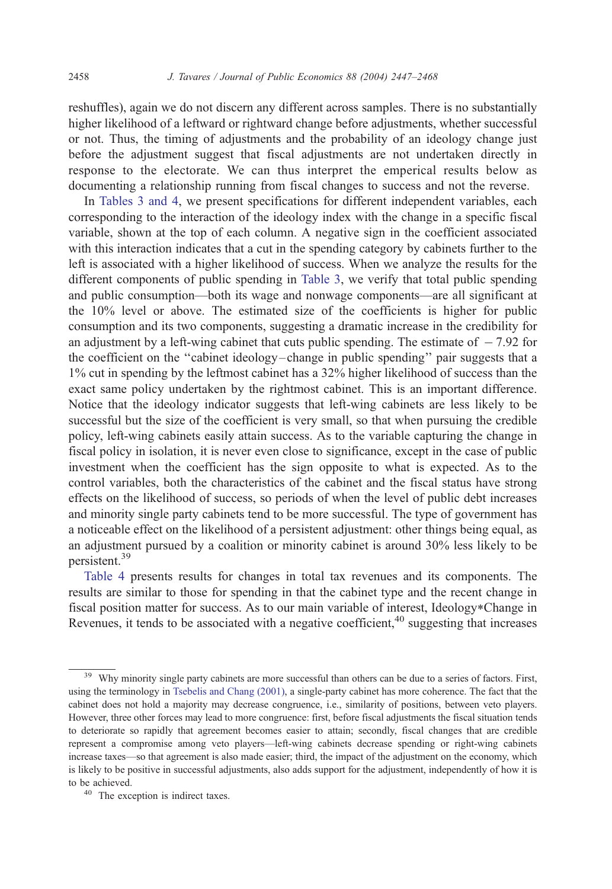reshuffles), again we do not discern any different across samples. There is no substantially higher likelihood of a leftward or rightward change before adjustments, whether successful or not. Thus, the timing of adjustments and the probability of an ideology change just before the adjustment suggest that fiscal adjustments are not undertaken directly in response to the electorate. We can thus interpret the emperical results below as documenting a relationship running from fiscal changes to success and not the reverse.

In Tables 3 and 4, we present specifications for different independent variables, each corresponding to the interaction of the ideology index with the change in a specific fiscal variable, shown at the top of each column. A negative sign in the coefficient associated with this interaction indicates that a cut in the spending category by cabinets further to the left is associated with a higher likelihood of success. When we analyze the results for the different components of public spending in Table 3, we verify that total public spending and public consumption—both its wage and nonwage components—are all significant at the 10% level or above. The estimated size of the coefficients is higher for public consumption and its two components, suggesting a dramatic increase in the credibility for an adjustment by a left-wing cabinet that cuts public spending. The estimate of − 7.92 for the coefficient on the ''cabinet ideology–change in public spending'' pair suggests that a 1% cut in spending by the leftmost cabinet has a 32% higher likelihood of success than the exact same policy undertaken by the rightmost cabinet. This is an important difference. Notice that the ideology indicator suggests that left-wing cabinets are less likely to be successful but the size of the coefficient is very small, so that when pursuing the credible policy, left-wing cabinets easily attain success. As to the variable capturing the change in fiscal policy in isolation, it is never even close to significance, except in the case of public investment when the coefficient has the sign opposite to what is expected. As to the control variables, both the characteristics of the cabinet and the fiscal status have strong effects on the likelihood of success, so periods of when the level of public debt increases and minority single party cabinets tend to be more successful. The type of government has a noticeable effect on the likelihood of a persistent adjustment: other things being equal, as an adjustment pursued by a coalition or minority cabinet is around 30% less likely to be persistent.[39]

Table 4 presents results for changes in total tax revenues and its components. The results are similar to those for spending in that the cabinet type and the recent change in fiscal position matter for success. As to our main variable of interest, Ideology*Change in Revenues, it tends to be associated with a negative coefficient,[40] suggesting that increases

[39] Why minority single party cabinets are more successful than others can be due to a series of factors. First, using the terminology in Tsebelis and Chang (2001), a single-party cabinet has more coherence. The fact that the cabinet does not hold a majority may decrease congruence, i.e., similarity of positions, between veto players. However, three other forces may lead to more congruence: first, before fiscal adjustments the fiscal situation tends to deteriorate so rapidly that agreement becomes easier to attain; secondly, fiscal changes that are credible represent a compromise among veto players—left-wing cabinets decrease spending or right-wing cabinets increase taxes—so that agreement is also made easier; third, the impact of the adjustment on the economy, which is likely to be positive in successful adjustments, also adds support for the adjustment, independently of how it is to be achieved.

[40] The exception is indirect taxes.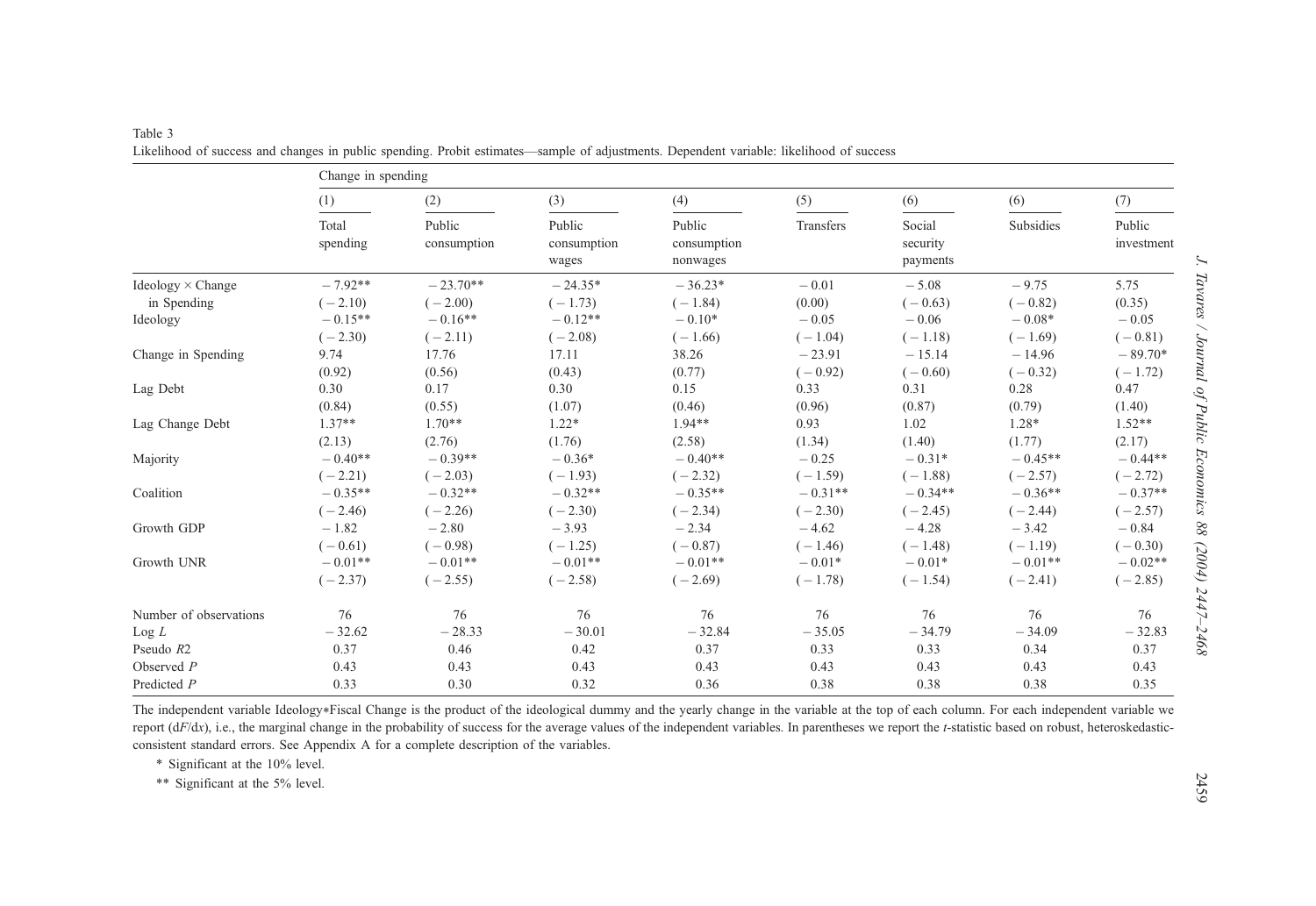Table 3

Likelihood of success and changes in public spending. Probit estimates—sample of adjustments. Dependent variable: likelihood of success

| | Change in spending | | | | | | | |
|---|---|---|---|---|---|---|---|---|
| | (1) | (2) | (3) | (4) | (5) | (6) | (6) | (7) |
| | Total spending | Public consumption | Public consumption wages | Public consumption nonwages | Transfers | Social security payments | Subsidies | Public investment |
| Ideology × Change in Spending | − 7.92** | − 23.70** | − 24.35* | − 36.23* | − 0.01 | − 5.08 | − 9.75 | 5.75 |
| | ( − 2.10) | ( − 2.00) | ( − 1.73) | ( − 1.84) | (0.00) | ( − 0.63) | ( − 0.82) | (0.35) |
| Ideology | − 0.15** | − 0.16** | − 0.12** | − 0.10* | − 0.05 | − 0.06 | − 0.08* | − 0.05 |
| | ( − 2.30) | ( − 2.11) | ( − 2.08) | ( − 1.66) | ( − 1.04) | ( − 1.18) | ( − 1.69) | ( − 0.81) |
| Change in Spending | 9.74 | 17.76 | 17.11 | 38.26 | − 23.91 | − 15.14 | − 14.96 | − 89.70* |
| | (0.92) | (0.56) | (0.43) | (0.77) | ( − 0.92) | ( − 0.60) | ( − 0.32) | ( − 1.72) |
| Lag Debt | 0.30 | 0.17 | 0.30 | 0.15 | 0.33 | 0.31 | 0.28 | 0.47 |
| | (0.84) | (0.55) | (1.07) | (0.46) | (0.96) | (0.87) | (0.79) | (1.40) |
| Lag Change Debt | 1.37** | 1.70** | 1.22* | 1.94** | 0.93 | 1.02 | 1.28* | 1.52** |
| | (2.13) | (2.76) | (1.76) | (2.58) | (1.34) | (1.40) | (1.77) | (2.17) |
| Majority | − 0.40** | − 0.39** | − 0.36* | − 0.40** | − 0.25 | − 0.31* | − 0.45** | − 0.44** |
| | ( − 2.21) | ( − 2.03) | ( − 1.93) | ( − 2.32) | ( − 1.59) | ( − 1.88) | ( − 2.57) | ( − 2.72) |
| Coalition | − 0.35** | − 0.32** | − 0.32** | − 0.35** | − 0.31** | − 0.34** | − 0.36** | − 0.37** |
| | ( − 2.46) | ( − 2.26) | ( − 2.30) | ( − 2.34) | ( − 2.30) | ( − 2.45) | ( − 2.44) | ( − 2.57) |
| Growth GDP | − 1.82 | − 2.80 | − 3.93 | − 2.34 | − 4.62 | − 4.28 | − 3.42 | − 0.84 |
| | ( − 0.61) | ( − 0.98) | ( − 1.25) | ( − 0.87) | ( − 1.46) | ( − 1.48) | ( − 1.19) | ( − 0.30) |
| Growth UNR | − 0.01** | − 0.01** | − 0.01** | − 0.01** | − 0.01* | − 0.01* | − 0.01** | − 0.02** |
| | ( − 2.37) | ( − 2.55) | ( − 2.58) | ( − 2.69) | ( − 1.78) | ( − 1.54) | ( − 2.41) | ( − 2.85) |
| Number of observations | 76 | 76 | 76 | 76 | 76 | 76 | 76 | 76 |
| Log $L$ | − 32.62 | − 28.33 | − 30.01 | − 32.84 | − 35.05 | − 34.79 | − 34.09 | − 32.83 |
| Pseudo $R2$ | 0.37 | 0.46 | 0.42 | 0.37 | 0.33 | 0.33 | 0.34 | 0.37 |
| Observed $P$ | 0.43 | 0.43 | 0.43 | 0.43 | 0.43 | 0.43 | 0.43 | 0.43 |
| Predicted $P$ | 0.33 | 0.30 | 0.32 | 0.36 | 0.38 | 0.38 | 0.38 | 0.35 |

The independent variable Ideology*Fiscal Change is the product of the ideological dummy and the yearly change in the variable at the top of each column. For each independent variable we report ($dF/dx$), i.e., the marginal change in the probability of success for the average values of the independent variables. In parentheses we report the $t$-statistic based on robust, heteroskedastic-consistent standard errors. See Appendix A for a complete description of the variables.

\* Significant at the 10% level.

\*\* Significant at the 5% level.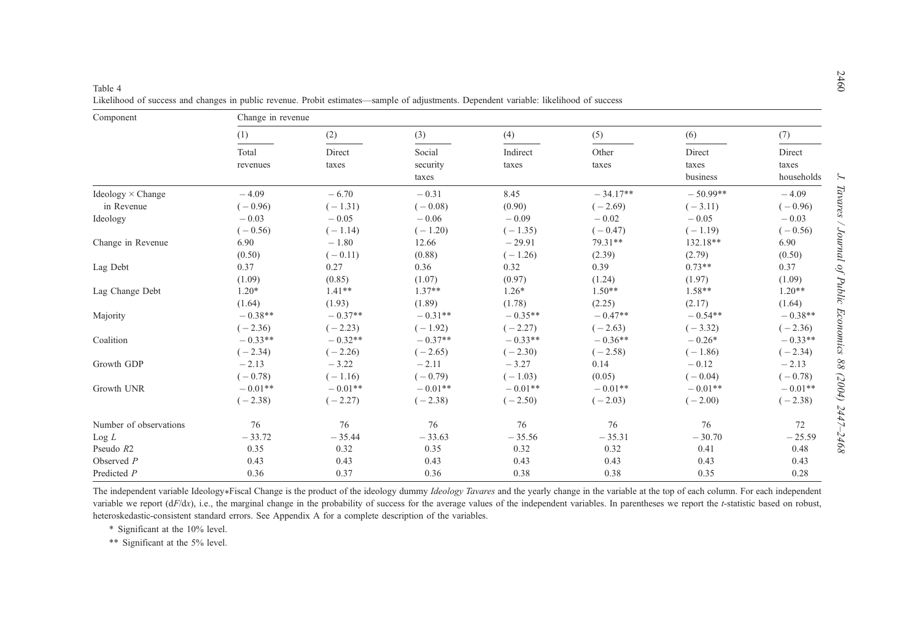Table 4

Likelihood of success and changes in public revenue. Probit estimates—sample of adjustments. Dependent variable: likelihood of success

| Component | Change in revenue | | | | | | |
|---|---|---|---|---|---|---|---|
| | (1) | (2) | (3) | (4) | (5) | (6) | (7) |
| | Total revenues | Direct taxes | Social security taxes | Indirect taxes | Other taxes | Direct taxes business | Direct taxes households |
| Ideology × Change in Revenue | − 4.09 | − 6.70 | − 0.31 | 8.45 | − 34.17** | − 50.99** | − 4.09 |
| | (− 0.96) | (− 1.31) | (− 0.08) | (0.90) | (− 2.69) | (− 3.11) | (− 0.96) |
| Ideology | − 0.03 | − 0.05 | − 0.06 | − 0.09 | − 0.02 | − 0.05 | − 0.03 |
| | (− 0.56) | (− 1.14) | (− 1.20) | (− 1.35) | (− 0.47) | (− 1.19) | (− 0.56) |
| Change in Revenue | 6.90 | − 1.80 | 12.66 | − 29.91 | 79.31** | 132.18** | 6.90 |
| | (0.50) | (− 0.11) | (0.88) | (− 1.26) | (2.39) | (2.79) | (0.50) |
| Lag Debt | 0.37 | 0.27 | 0.36 | 0.32 | 0.39 | 0.73** | 0.37 |
| | (1.09) | (0.85) | (1.07) | (0.97) | (1.24) | (1.97) | (1.09) |
| Lag Change Debt | 1.20* | 1.41** | 1.37** | 1.26* | 1.50** | 1.58** | 1.20** |
| | (1.64) | (1.93) | (1.89) | (1.78) | (2.25) | (2.17) | (1.64) |
| Majority | − 0.38** | − 0.37** | − 0.31** | − 0.35** | − 0.47** | − 0.54** | − 0.38** |
| | (− 2.36) | (− 2.23) | (− 1.92) | (− 2.27) | (− 2.63) | (− 3.32) | (− 2.36) |
| Coalition | − 0.33** | − 0.32** | − 0.37** | − 0.33** | − 0.36** | − 0.26* | − 0.33** |
| | (− 2.34) | (− 2.26) | (− 2.65) | (− 2.30) | (− 2.58) | (− 1.86) | (− 2.34) |
| Growth GDP | − 2.13 | − 3.22 | − 2.11 | − 3.27 | 0.14 | − 0.12 | − 2.13 |
| | (− 0.78) | (− 1.16) | (− 0.79) | (− 1.03) | (0.05) | (− 0.04) | (− 0.78) |
| Growth UNR | − 0.01** | − 0.01** | − 0.01** | − 0.01** | − 0.01** | − 0.01** | − 0.01** |
| | (− 2.38) | (− 2.27) | (− 2.38) | (− 2.50) | (− 2.03) | (− 2.00) | (− 2.38) |
| Number of observations | 76 | 76 | 76 | 76 | 76 | 76 | 72 |
| Log $L$ | − 33.72 | − 35.44 | − 33.63 | − 35.56 | − 35.31 | − 30.70 | − 25.59 |
| Pseudo $R2$ | 0.35 | 0.32 | 0.35 | 0.32 | 0.32 | 0.41 | 0.48 |
| Observed $P$ | 0.43 | 0.43 | 0.43 | 0.43 | 0.43 | 0.43 | 0.43 |
| Predicted $P$ | 0.36 | 0.37 | 0.36 | 0.38 | 0.38 | 0.35 | 0.28 |

The independent variable Ideology*Fiscal Change is the product of the ideology dummy *Ideology Tavares* and the yearly change in the variable at the top of each column. For each independent variable we report ($dF/dx$), i.e., the marginal change in the probability of success for the average values of the independent variables. In parentheses we report the $t$-statistic based on robust, heteroskedastic-consistent standard errors. See Appendix A for a complete description of the variables.

\* Significant at the 10% level.

\*\* Significant at the 5% level.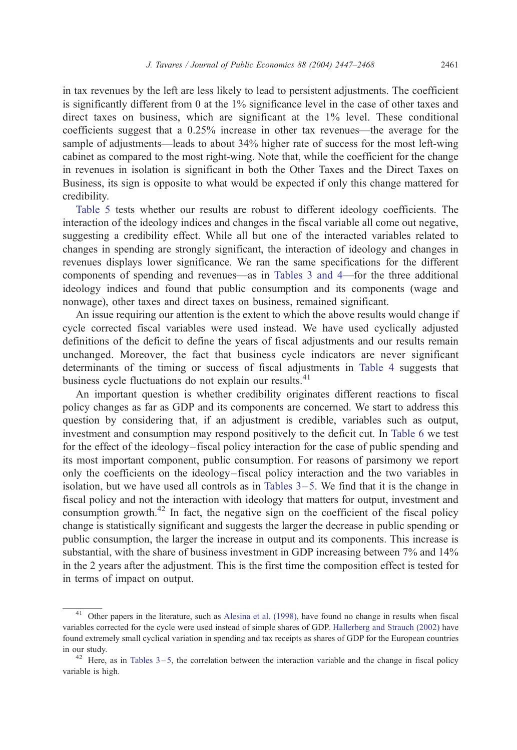in tax revenues by the left are less likely to lead to persistent adjustments. The coefficient is significantly different from 0 at the 1% significance level in the case of other taxes and direct taxes on business, which are significant at the 1% level. These conditional coefficients suggest that a 0.25% increase in other tax revenues—the average for the sample of adjustments—leads to about 34% higher rate of success for the most left-wing cabinet as compared to the most right-wing. Note that, while the coefficient for the change in revenues in isolation is significant in both the Other Taxes and the Direct Taxes on Business, its sign is opposite to what would be expected if only this change mattered for credibility.

Table 5 tests whether our results are robust to different ideology coefficients. The interaction of the ideology indices and changes in the fiscal variable all come out negative, suggesting a credibility effect. While all but one of the interacted variables related to changes in spending are strongly significant, the interaction of ideology and changes in revenues displays lower significance. We ran the same specifications for the different components of spending and revenues—as in Tables 3 and 4—for the three additional ideology indices and found that public consumption and its components (wage and nonwage), other taxes and direct taxes on business, remained significant.

An issue requiring our attention is the extent to which the above results would change if cycle corrected fiscal variables were used instead. We have used cyclically adjusted definitions of the deficit to define the years of fiscal adjustments and our results remain unchanged. Moreover, the fact that business cycle indicators are never significant determinants of the timing or success of fiscal adjustments in Table 4 suggests that business cycle fluctuations do not explain our results.[41]

An important question is whether credibility originates different reactions to fiscal policy changes as far as GDP and its components are concerned. We start to address this question by considering that, if an adjustment is credible, variables such as output, investment and consumption may respond positively to the deficit cut. In Table 6 we test for the effect of the ideology–fiscal policy interaction for the case of public spending and its most important component, public consumption. For reasons of parsimony we report only the coefficients on the ideology–fiscal policy interaction and the two variables in isolation, but we have used all controls as in Tables 3–5. We find that it is the change in fiscal policy and not the interaction with ideology that matters for output, investment and consumption growth.[42] In fact, the negative sign on the coefficient of the fiscal policy change is statistically significant and suggests the larger the decrease in public spending or public consumption, the larger the increase in output and its components. This increase is substantial, with the share of business investment in GDP increasing between 7% and 14% in the 2 years after the adjustment. This is the first time the composition effect is tested for in terms of impact on output.

---

[41] Other papers in the literature, such as Alesina et al. (1998), have found no change in results when fiscal variables corrected for the cycle were used instead of simple shares of GDP. Hallerberg and Strauch (2002) have found extremely small cyclical variation in spending and tax receipts as shares of GDP for the European countries in our study.

[42] Here, as in Tables 3–5, the correlation between the interaction variable and the change in fiscal policy variable is high.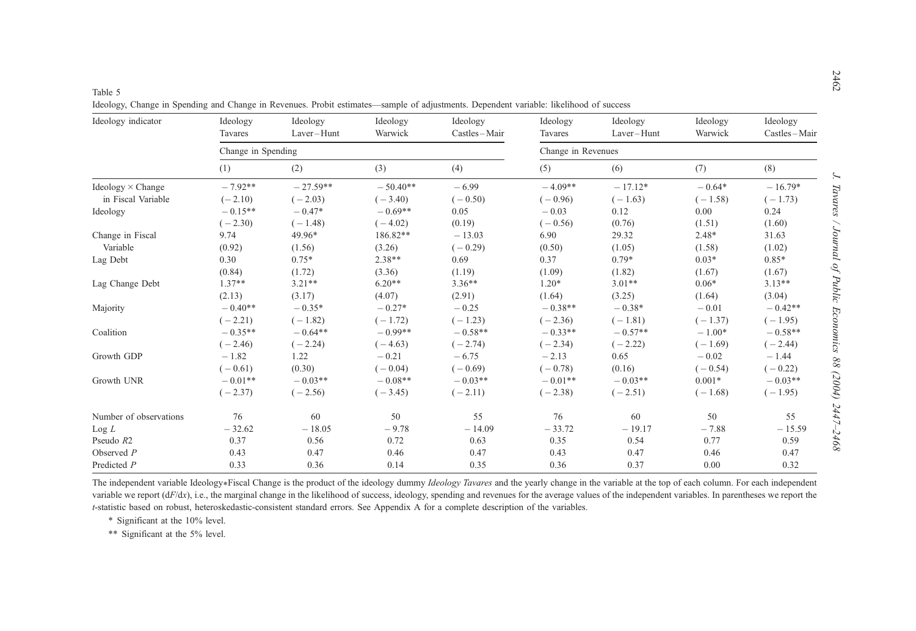Table 5

Ideology, Change in Spending and Change in Revenues. Probit estimates—sample of adjustments. Dependent variable: likelihood of success

| Ideology indicator | Ideology Tavares | Ideology Laver–Hunt | Ideology Warwick | Ideology Castles–Mair | Ideology Tavares | Ideology Laver–Hunt | Ideology Warwick | Ideology Castles–Mair |
|---|---|---|---|---|---|---|---|---|
| | Change in Spending | | | | Change in Revenues | | | |
| | (1) | (2) | (3) | (4) | (5) | (6) | (7) | (8) |
| Ideology × Change in Fiscal Variable | −7.92** | −27.59** | −50.40** | −6.99 | −4.09** | −17.12* | −0.64* | −16.79* |
| | (−2.10) | (−2.03) | (−3.40) | (−0.50) | (−0.96) | (−1.63) | (−1.58) | (−1.73) |
| Ideology | −0.15** | −0.47* | −0.69** | 0.05 | −0.03 | 0.12 | 0.00 | 0.24 |
| | (−2.30) | (−1.48) | (−4.02) | (0.19) | (−0.56) | (0.76) | (1.51) | (1.60) |
| Change in Fiscal Variable | 9.74 | 49.96* | 186.82** | −13.03 | 6.90 | 29.32 | 2.48* | 31.63 |
| | (0.92) | (1.56) | (3.26) | (−0.29) | (0.50) | (1.05) | (1.58) | (1.02) |
| Lag Debt | 0.30 | 0.75* | 2.38** | 0.69 | 0.37 | 0.79* | 0.03* | 0.85* |
| | (0.84) | (1.72) | (3.36) | (1.19) | (1.09) | (1.82) | (1.67) | (1.67) |
| Lag Change Debt | 1.37** | 3.21** | 6.20** | 3.36** | 1.20* | 3.01** | 0.06* | 3.13** |
| | (2.13) | (3.17) | (4.07) | (2.91) | (1.64) | (3.25) | (1.64) | (3.04) |
| Majority | −0.40** | −0.35* | −0.27* | −0.25 | −0.38** | −0.38* | −0.01 | −0.42** |
| | (−2.21) | (−1.82) | (−1.72) | (−1.23) | (−2.36) | (−1.81) | (−1.37) | (−1.95) |
| Coalition | −0.35** | −0.64** | −0.99** | −0.58** | −0.33** | −0.57** | −1.00* | −0.58** |
| | (−2.46) | (−2.24) | (−4.63) | (−2.74) | (−2.34) | (−2.22) | (−1.69) | (−2.44) |
| Growth GDP | −1.82 | 1.22 | −0.21 | −6.75 | −2.13 | 0.65 | −0.02 | −1.44 |
| | (−0.61) | (0.30) | (−0.04) | (−0.69) | (−0.78) | (0.16) | (−0.54) | (−0.22) |
| Growth UNR | −0.01** | −0.03** | −0.08** | −0.03** | −0.01** | −0.03** | 0.001* | −0.03** |
| | (−2.37) | (−2.56) | (−3.45) | (−2.11) | (−2.38) | (−2.51) | (−1.68) | (−1.95) |
| Number of observations | 76 | 60 | 50 | 55 | 76 | 60 | 50 | 55 |
| Log *L* | −32.62 | −18.05 | −9.78 | −14.09 | −33.72 | −19.17 | −7.88 | −15.59 |
| Pseudo $R2$ | 0.37 | 0.56 | 0.72 | 0.63 | 0.35 | 0.54 | 0.77 | 0.59 |
| Observed *P* | 0.43 | 0.47 | 0.46 | 0.47 | 0.43 | 0.47 | 0.46 | 0.47 |
| Predicted *P* | 0.33 | 0.36 | 0.14 | 0.35 | 0.36 | 0.37 | 0.00 | 0.32 |

The independent variable Ideology*Fiscal Change is the product of the ideology dummy *Ideology Tavares* and the yearly change in the variable at the top of each column. For each independent variable we report ($dF/dx$), i.e., the marginal change in the likelihood of success, ideology, spending and revenues for the average values of the independent variables. In parentheses we report the *t*-statistic based on robust, heteroskedastic-consistent standard errors. See Appendix A for a complete description of the variables.

\* Significant at the 10% level.

** Significant at the 5% level.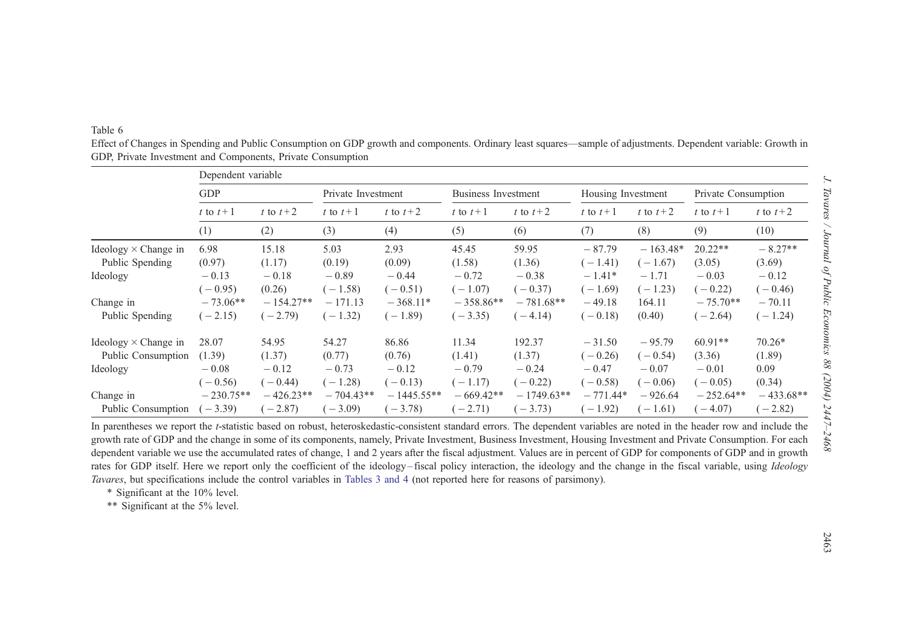Table 6

Effect of Changes in Spending and Public Consumption on GDP growth and components. Ordinary least squares—sample of adjustments. Dependent variable: Growth in GDP, Private Investment and Components, Private Consumption

| | Dependent variable | | | | | | | | | |
|---|---|---|---|---|---|---|---|---|---|---|
| | GDP | | Private Investment | | Business Investment | | Housing Investment | | Private Consumption | |
| | $t$ to $t+1$ | $t$ to $t+2$ | $t$ to $t+1$ | $t$ to $t+2$ | $t$ to $t+1$ | $t$ to $t+2$ | $t$ to $t+1$ | $t$ to $t+2$ | $t$ to $t+1$ | $t$ to $t+2$ |
| | (1) | (2) | (3) | (4) | (5) | (6) | (7) | (8) | (9) | (10) |
| Ideology × Change in Public Spending | 6.98 (0.97) | 15.18 (1.17) | 5.03 (0.19) | 2.93 (0.09) | 45.45 (1.58) | 59.95 (1.36) | − 87.79 ( − 1.41) | − 163.48* ( − 1.67) | 20.22** (3.05) | − 8.27** (3.69) |
| Ideology | − 0.13 ( − 0.95) | − 0.18 (0.26) | − 0.89 ( − 1.58) | − 0.44 ( − 0.51) | − 0.72 ( − 1.07) | − 0.38 ( − 0.37) | − 1.41* ( − 1.69) | − 1.71 ( − 1.23) | − 0.03 ( − 0.22) | − 0.12 ( − 0.46) |
| Change in Public Spending | − 73.06** ( − 2.15) | − 154.27** ( − 2.79) | − 171.13 ( − 1.32) | − 368.11* ( − 1.89) | − 358.86** ( − 3.35) | − 781.68** ( − 4.14) | − 49.18 ( − 0.18) | 164.11 (0.40) | − 75.70** ( − 2.64) | − 70.11 ( − 1.24) |
| Ideology × Change in Public Consumption | 28.07 (1.39) | 54.95 (1.37) | 54.27 (0.77) | 86.86 (0.76) | 11.34 (1.41) | 192.37 (1.37) | − 31.50 ( − 0.26) | − 95.79 ( − 0.54) | 60.91** (3.36) | 70.26* (1.89) |
| Ideology | − 0.08 ( − 0.56) | − 0.12 ( − 0.44) | − 0.73 ( − 1.28) | − 0.12 ( − 0.13) | − 0.79 ( − 1.17) | − 0.24 ( − 0.22) | − 0.47 ( − 0.58) | − 0.07 ( − 0.06) | − 0.01 ( − 0.05) | 0.09 (0.34) |
| Change in Public Consumption | − 230.75** ( − 3.39) | − 426.23** ( − 2.87) | − 704.43** ( − 3.09) | − 1445.55** ( − 3.78) | − 669.42** ( − 2.71) | − 1749.63** ( − 3.73) | − 771.44* ( − 1.92) | − 926.64 ( − 1.61) | − 252.64** ( − 4.07) | − 433.68** ( − 2.82) |

In parentheses we report the $t$-statistic based on robust, heteroskedastic-consistent standard errors. The dependent variables are noted in the header row and include the growth rate of GDP and the change in some of its components, namely, Private Investment, Business Investment, Housing Investment and Private Consumption. For each dependent variable we use the accumulated rates of change, 1 and 2 years after the fiscal adjustment. Values are in percent of GDP for components of GDP and in growth rates for GDP itself. Here we report only the coefficient of the ideology–fiscal policy interaction, the ideology and the change in the fiscal variable, using *Ideology Tavares*, but specifications include the control variables in Tables 3 and 4 (not reported here for reasons of parsimony).

\* Significant at the 10% level.

\*\* Significant at the 5% level.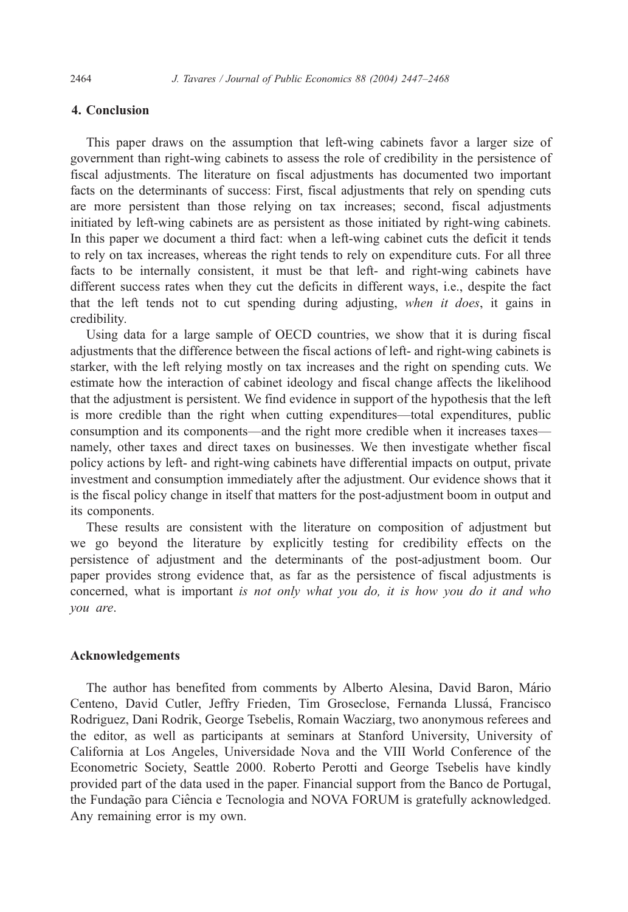## 4. Conclusion

This paper draws on the assumption that left-wing cabinets favor a larger size of government than right-wing cabinets to assess the role of credibility in the persistence of fiscal adjustments. The literature on fiscal adjustments has documented two important facts on the determinants of success: First, fiscal adjustments that rely on spending cuts are more persistent than those relying on tax increases; second, fiscal adjustments initiated by left-wing cabinets are as persistent as those initiated by right-wing cabinets. In this paper we document a third fact: when a left-wing cabinet cuts the deficit it tends to rely on tax increases, whereas the right tends to rely on expenditure cuts. For all three facts to be internally consistent, it must be that left- and right-wing cabinets have different success rates when they cut the deficits in different ways, i.e., despite the fact that the left tends not to cut spending during adjusting, *when it does*, it gains in credibility.

Using data for a large sample of OECD countries, we show that it is during fiscal adjustments that the difference between the fiscal actions of left- and right-wing cabinets is starker, with the left relying mostly on tax increases and the right on spending cuts. We estimate how the interaction of cabinet ideology and fiscal change affects the likelihood that the adjustment is persistent. We find evidence in support of the hypothesis that the left is more credible than the right when cutting expenditures—total expenditures, public consumption and its components—and the right more credible when it increases taxes—namely, other taxes and direct taxes on businesses. We then investigate whether fiscal policy actions by left- and right-wing cabinets have differential impacts on output, private investment and consumption immediately after the adjustment. Our evidence shows that it is the fiscal policy change in itself that matters for the post-adjustment boom in output and its components.

These results are consistent with the literature on composition of adjustment but we go beyond the literature by explicitly testing for credibility effects on the persistence of adjustment and the determinants of the post-adjustment boom. Our paper provides strong evidence that, as far as the persistence of fiscal adjustments is concerned, what is important *is not only what you do, it is how you do it and who you are*.

## Acknowledgements

The author has benefited from comments by Alberto Alesina, David Baron, Mário Centeno, David Cutler, Jeffry Frieden, Tim Groseclose, Fernanda Llussá, Francisco Rodriguez, Dani Rodrik, George Tsebelis, Romain Wacziarg, two anonymous referees and the editor, as well as participants at seminars at Stanford University, University of California at Los Angeles, Universidade Nova and the VIII World Conference of the Econometric Society, Seattle 2000. Roberto Perotti and George Tsebelis have kindly provided part of the data used in the paper. Financial support from the Banco de Portugal, the Fundação para Ciência e Tecnologia and NOVA FORUM is gratefully acknowledged. Any remaining error is my own.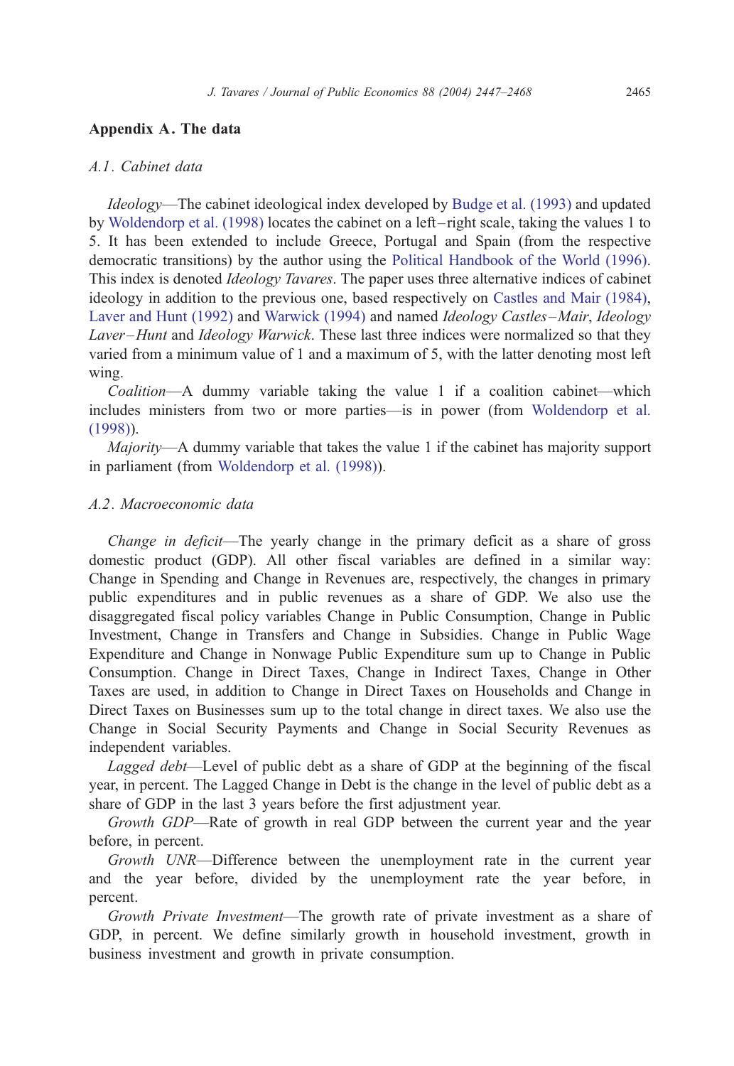## Appendix A. The data

### A.1. Cabinet data

*Ideology*—The cabinet ideological index developed by Budge et al. (1993) and updated by Woldendorp et al. (1998) locates the cabinet on a left–right scale, taking the values 1 to 5. It has been extended to include Greece, Portugal and Spain (from the respective democratic transitions) by the author using the Political Handbook of the World (1996). This index is denoted *Ideology Tavares*. The paper uses three alternative indices of cabinet ideology in addition to the previous one, based respectively on Castles and Mair (1984), Laver and Hunt (1992) and Warwick (1994) and named *Ideology Castles–Mair*, *Ideology Laver–Hunt* and *Ideology Warwick*. These last three indices were normalized so that they varied from a minimum value of 1 and a maximum of 5, with the latter denoting most left wing.

*Coalition*—A dummy variable taking the value 1 if a coalition cabinet—which includes ministers from two or more parties—is in power (from Woldendorp et al. (1998)).

*Majority*—A dummy variable that takes the value 1 if the cabinet has majority support in parliament (from Woldendorp et al. (1998)).

### A.2. Macroeconomic data

*Change in deficit*—The yearly change in the primary deficit as a share of gross domestic product (GDP). All other fiscal variables are defined in a similar way: Change in Spending and Change in Revenues are, respectively, the changes in primary public expenditures and in public revenues as a share of GDP. We also use the disaggregated fiscal policy variables Change in Public Consumption, Change in Public Investment, Change in Transfers and Change in Subsidies. Change in Public Wage Expenditure and Change in Nonwage Public Expenditure sum up to Change in Public Consumption. Change in Direct Taxes, Change in Indirect Taxes, Change in Other Taxes are used, in addition to Change in Direct Taxes on Households and Change in Direct Taxes on Businesses sum up to the total change in direct taxes. We also use the Change in Social Security Payments and Change in Social Security Revenues as independent variables.

*Lagged debt*—Level of public debt as a share of GDP at the beginning of the fiscal year, in percent. The Lagged Change in Debt is the change in the level of public debt as a share of GDP in the last 3 years before the first adjustment year.

*Growth GDP*—Rate of growth in real GDP between the current year and the year before, in percent.

*Growth UNR*—Difference between the unemployment rate in the current year and the year before, divided by the unemployment rate the year before, in percent.

*Growth Private Investment*—The growth rate of private investment as a share of GDP, in percent. We define similarly growth in household investment, growth in business investment and growth in private consumption.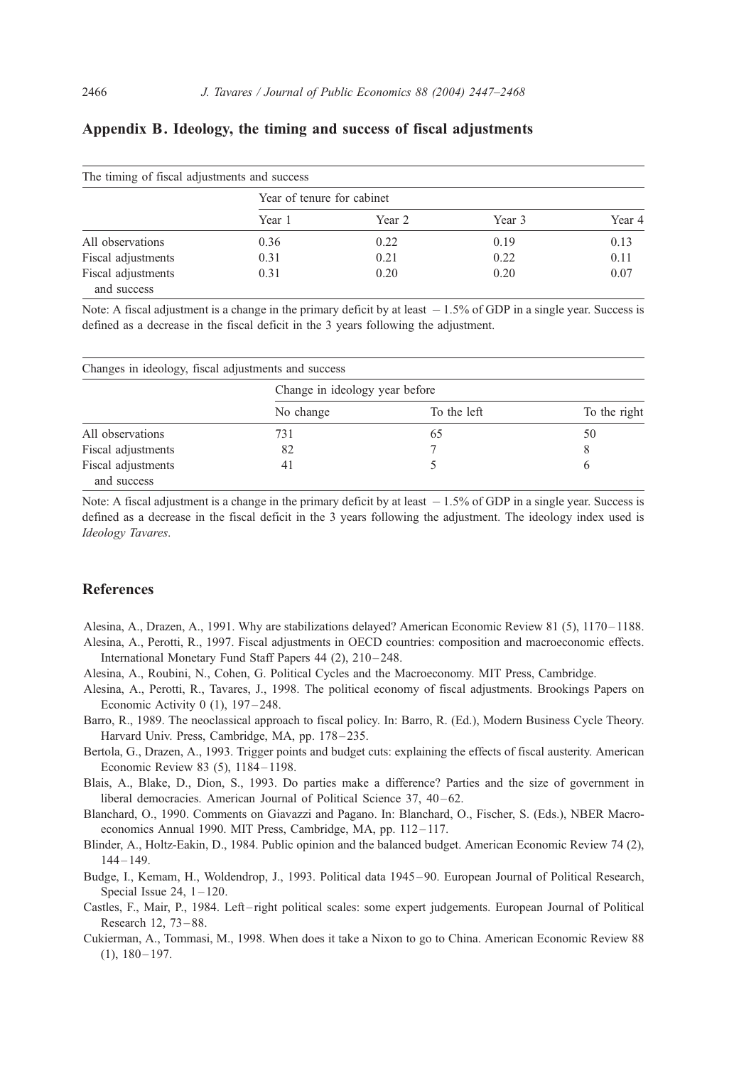## Appendix B. Ideology, the timing and success of fiscal adjustments

The timing of fiscal adjustments and success

| | Year of tenure for cabinet | | | |
|---|---|---|---|---|
| | Year 1 | Year 2 | Year 3 | Year 4 |
| All observations | 0.36 | 0.22 | 0.19 | 0.13 |
| Fiscal adjustments | 0.31 | 0.21 | 0.22 | 0.11 |
| Fiscal adjustments and success | 0.31 | 0.20 | 0.20 | 0.07 |

Note: A fiscal adjustment is a change in the primary deficit by at least $-1.5\%$ of GDP in a single year. Success is defined as a decrease in the fiscal deficit in the 3 years following the adjustment.

Changes in ideology, fiscal adjustments and success

| | Change in ideology year before | | |
|---|---|---|---|
| | No change | To the left | To the right |
| All observations | 731 | 65 | 50 |
| Fiscal adjustments | 82 | 7 | 8 |
| Fiscal adjustments and success | 41 | 5 | 6 |

Note: A fiscal adjustment is a change in the primary deficit by at least $-1.5\%$ of GDP in a single year. Success is defined as a decrease in the fiscal deficit in the 3 years following the adjustment. The ideology index used is *Ideology Tavares*.

## References

Alesina, A., Drazen, A., 1991. Why are stabilizations delayed? American Economic Review 81 (5), 1170–1188.

Alesina, A., Perotti, R., 1997. Fiscal adjustments in OECD countries: composition and macroeconomic effects. International Monetary Fund Staff Papers 44 (2), 210–248.

Alesina, A., Roubini, N., Cohen, G. Political Cycles and the Macroeconomy. MIT Press, Cambridge.

Alesina, A., Perotti, R., Tavares, J., 1998. The political economy of fiscal adjustments. Brookings Papers on Economic Activity 0 (1), 197–248.

Barro, R., 1989. The neoclassical approach to fiscal policy. In: Barro, R. (Ed.), Modern Business Cycle Theory. Harvard Univ. Press, Cambridge, MA, pp. 178–235.

Bertola, G., Drazen, A., 1993. Trigger points and budget cuts: explaining the effects of fiscal austerity. American Economic Review 83 (5), 1184–1198.

Blais, A., Blake, D., Dion, S., 1993. Do parties make a difference? Parties and the size of government in liberal democracies. American Journal of Political Science 37, 40–62.

Blanchard, O., 1990. Comments on Giavazzi and Pagano. In: Blanchard, O., Fischer, S. (Eds.), NBER Macroeconomics Annual 1990. MIT Press, Cambridge, MA, pp. 112–117.

Blinder, A., Holtz-Eakin, D., 1984. Public opinion and the balanced budget. American Economic Review 74 (2), 144–149.

Budge, I., Kemam, H., Woldendrop, J., 1993. Political data 1945–90. European Journal of Political Research, Special Issue 24, 1–120.

Castles, F., Mair, P., 1984. Left–right political scales: some expert judgements. European Journal of Political Research 12, 73–88.

Cukierman, A., Tommasi, M., 1998. When does it take a Nixon to go to China. American Economic Review 88 (1), 180–197.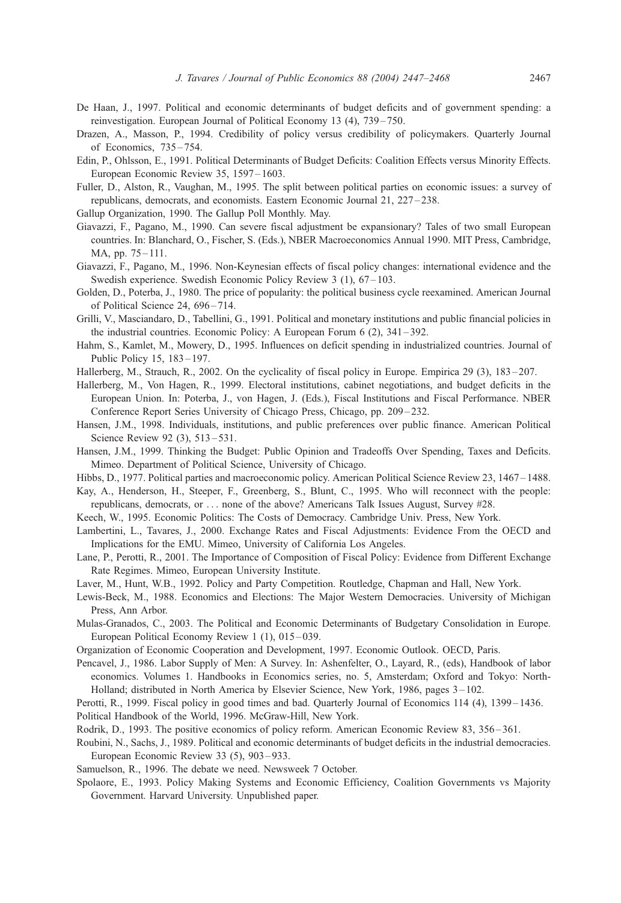De Haan, J., 1997. Political and economic determinants of budget deficits and of government spending: a reinvestigation. European Journal of Political Economy 13 (4), 739–750.

Drazen, A., Masson, P., 1994. Credibility of policy versus credibility of policymakers. Quarterly Journal of Economics, 735–754.

Edin, P., Ohlsson, E., 1991. Political Determinants of Budget Deficits: Coalition Effects versus Minority Effects. European Economic Review 35, 1597–1603.

Fuller, D., Alston, R., Vaughan, M., 1995. The split between political parties on economic issues: a survey of republicans, democrats, and economists. Eastern Economic Journal 21, 227–238.

Gallup Organization, 1990. The Gallup Poll Monthly. May.

Giavazzi, F., Pagano, M., 1990. Can severe fiscal adjustment be expansionary? Tales of two small European countries. In: Blanchard, O., Fischer, S. (Eds.), NBER Macroeconomics Annual 1990. MIT Press, Cambridge, MA, pp. 75–111.

Giavazzi, F., Pagano, M., 1996. Non-Keynesian effects of fiscal policy changes: international evidence and the Swedish experience. Swedish Economic Policy Review 3 (1), 67–103.

Golden, D., Poterba, J., 1980. The price of popularity: the political business cycle reexamined. American Journal of Political Science 24, 696–714.

Grilli, V., Masciandaro, D., Tabellini, G., 1991. Political and monetary institutions and public financial policies in the industrial countries. Economic Policy: A European Forum 6 (2), 341–392.

Hahm, S., Kamlet, M., Mowery, D., 1995. Influences on deficit spending in industrialized countries. Journal of Public Policy 15, 183–197.

Hallerberg, M., Strauch, R., 2002. On the cyclicality of fiscal policy in Europe. Empirica 29 (3), 183–207.

Hallerberg, M., Von Hagen, R., 1999. Electoral institutions, cabinet negotiations, and budget deficits in the European Union. In: Poterba, J., von Hagen, J. (Eds.), Fiscal Institutions and Fiscal Performance. NBER Conference Report Series University of Chicago Press, Chicago, pp. 209–232.

Hansen, J.M., 1998. Individuals, institutions, and public preferences over public finance. American Political Science Review 92 (3), 513–531.

Hansen, J.M., 1999. Thinking the Budget: Public Opinion and Tradeoffs Over Spending, Taxes and Deficits. Mimeo. Department of Political Science, University of Chicago.

Hibbs, D., 1977. Political parties and macroeconomic policy. American Political Science Review 23, 1467–1488.

Kay, A., Henderson, H., Steeper, F., Greenberg, S., Blunt, C., 1995. Who will reconnect with the people: republicans, democrats, or ... none of the above? Americans Talk Issues August, Survey #28.

Keech, W., 1995. Economic Politics: The Costs of Democracy. Cambridge Univ. Press, New York.

Lambertini, L., Tavares, J., 2000. Exchange Rates and Fiscal Adjustments: Evidence From the OECD and Implications for the EMU. Mimeo, University of California Los Angeles.

Lane, P., Perotti, R., 2001. The Importance of Composition of Fiscal Policy: Evidence from Different Exchange Rate Regimes. Mimeo, European University Institute.

Laver, M., Hunt, W.B., 1992. Policy and Party Competition. Routledge, Chapman and Hall, New York.

Lewis-Beck, M., 1988. Economics and Elections: The Major Western Democracies. University of Michigan Press, Ann Arbor.

Mulas-Granados, C., 2003. The Political and Economic Determinants of Budgetary Consolidation in Europe. European Political Economy Review 1 (1), 015–039.

Organization of Economic Cooperation and Development, 1997. Economic Outlook. OECD, Paris.

Pencavel, J., 1986. Labor Supply of Men: A Survey. In: Ashenfelter, O., Layard, R., (eds), Handbook of labor economics. Volumes 1. Handbooks in Economics series, no. 5, Amsterdam; Oxford and Tokyo: North-Holland; distributed in North America by Elsevier Science, New York, 1986, pages 3–102.

Perotti, R., 1999. Fiscal policy in good times and bad. Quarterly Journal of Economics 114 (4), 1399–1436.

Political Handbook of the World, 1996. McGraw-Hill, New York.

Rodrik, D., 1993. The positive economics of policy reform. American Economic Review 83, 356–361.

Roubini, N., Sachs, J., 1989. Political and economic determinants of budget deficits in the industrial democracies. European Economic Review 33 (5), 903–933.

Samuelson, R., 1996. The debate we need. Newsweek 7 October.

Spolaore, E., 1993. Policy Making Systems and Economic Efficiency, Coalition Governments vs Majority Government. Harvard University. Unpublished paper.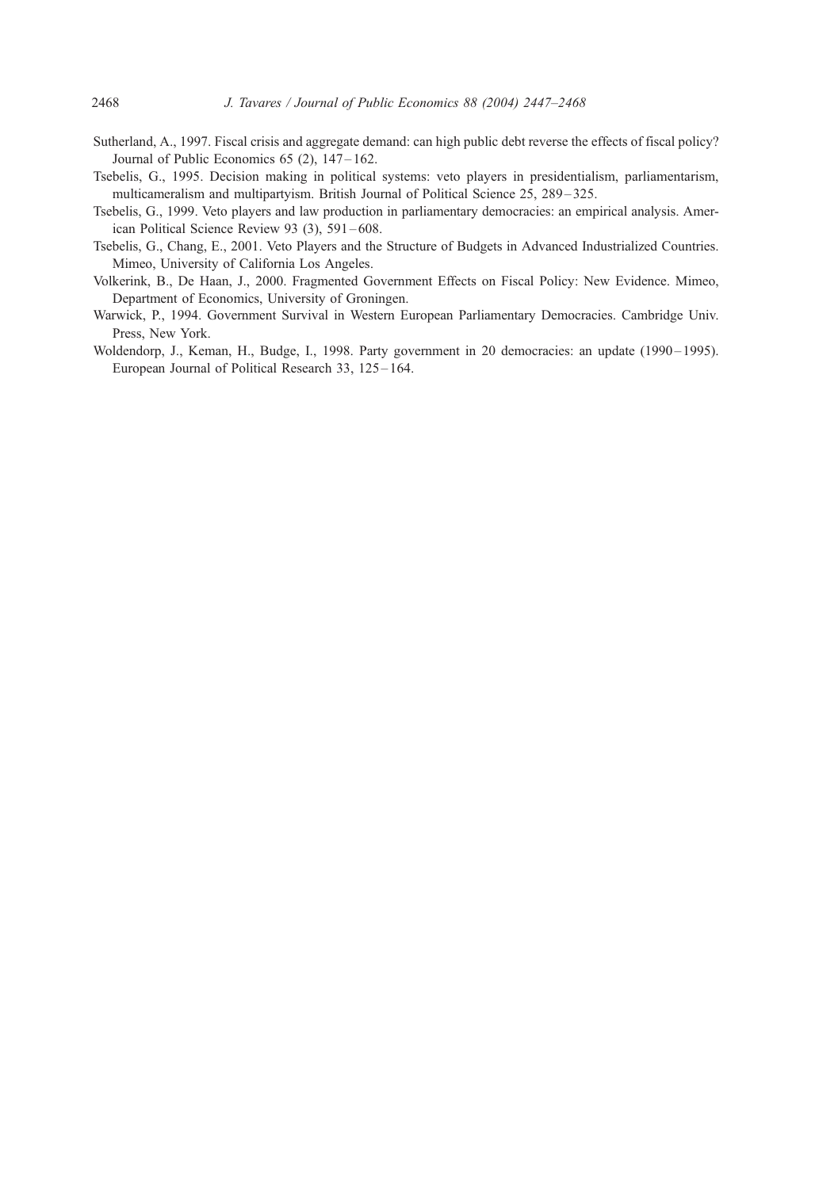Sutherland, A., 1997. Fiscal crisis and aggregate demand: can high public debt reverse the effects of fiscal policy? Journal of Public Economics 65 (2), 147–162.

Tsebelis, G., 1995. Decision making in political systems: veto players in presidentialism, parliamentarism, multicameralism and multipartyism. British Journal of Political Science 25, 289–325.

Tsebelis, G., 1999. Veto players and law production in parliamentary democracies: an empirical analysis. American Political Science Review 93 (3), 591–608.

Tsebelis, G., Chang, E., 2001. Veto Players and the Structure of Budgets in Advanced Industrialized Countries. Mimeo, University of California Los Angeles.

Volkerink, B., De Haan, J., 2000. Fragmented Government Effects on Fiscal Policy: New Evidence. Mimeo, Department of Economics, University of Groningen.

Warwick, P., 1994. Government Survival in Western European Parliamentary Democracies. Cambridge Univ. Press, New York.

Woldendorp, J., Keman, H., Budge, I., 1998. Party government in 20 democracies: an update (1990–1995). European Journal of Political Research 33, 125–164.